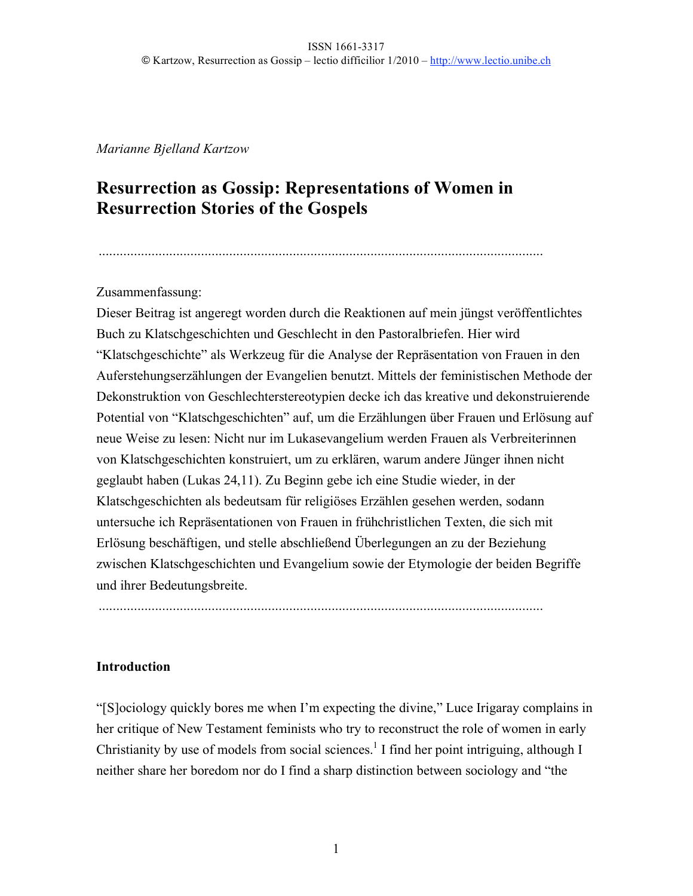*Marianne Bjelland Kartzow*

# Resurrection as Gossip: Representations of Women in Resurrection Stories of the Gospels

.............................................................................................................................

Zusammenfassung:
Dieser Beitrag ist angeregt worden durch die Reaktionen auf mein jüngst veröffentlichtes Buch zu Klatschgeschichten und Geschlecht in den Pastoralbriefen. Hier wird "Klatschgeschichte" als Werkzeug für die Analyse der Repräsentation von Frauen in den Auferstehungserzählungen der Evangelien benutzt. Mittels der feministischen Methode der Dekonstruktion von Geschlechterstereotypien decke ich das kreative und dekonstruierende Potential von "Klatschgeschichten" auf, um die Erzählungen über Frauen und Erlösung auf neue Weise zu lesen: Nicht nur im Lukasevangelium werden Frauen als Verbreiterinnen von Klatschgeschichten konstruiert, um zu erklären, warum andere Jünger ihnen nicht geglaubt haben (Lukas 24,11). Zu Beginn gebe ich eine Studie wieder, in der Klatschgeschichten als bedeutsam für religiöses Erzählen gesehen werden, sodann untersuche ich Repräsentationen von Frauen in frühchristlichen Texten, die sich mit Erlösung beschäftigen, und stelle abschließend Überlegungen an zu der Beziehung zwischen Klatschgeschichten und Evangelium sowie der Etymologie der beiden Begriffe und ihrer Bedeutungsbreite.

.............................................................................................................................

## Introduction

"[S]ociology quickly bores me when I'm expecting the divine," Luce Irigaray complains in her critique of New Testament feminists who try to reconstruct the role of women in early Christianity by use of models from social sciences.[1] I find her point intriguing, although I neither share her boredom nor do I find a sharp distinction between sociology and "the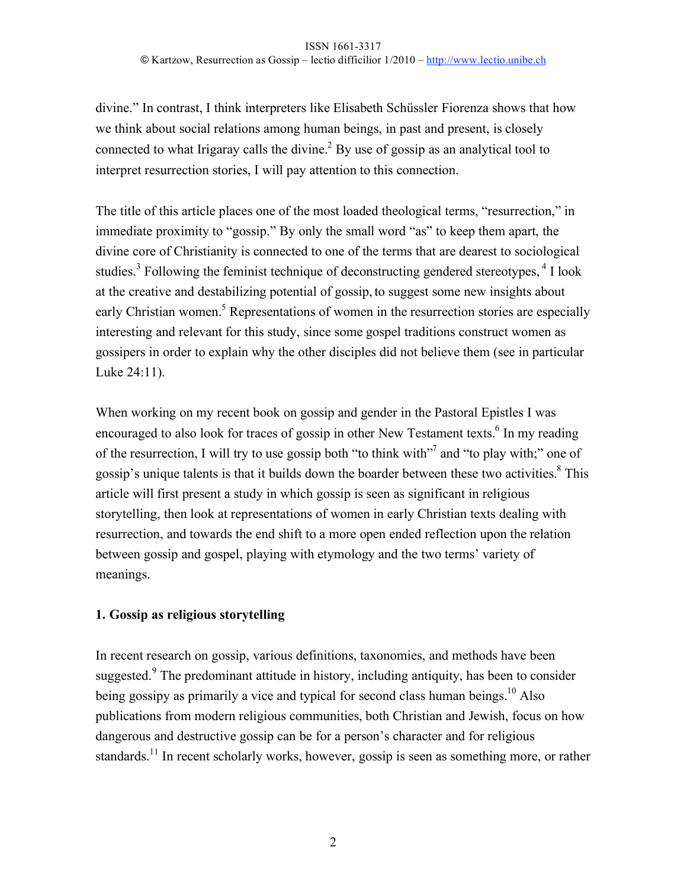divine." In contrast, I think interpreters like Elisabeth Schüssler Fiorenza shows that how we think about social relations among human beings, in past and present, is closely connected to what Irigaray calls the divine.[2] By use of gossip as an analytical tool to interpret resurrection stories, I will pay attention to this connection.

The title of this article places one of the most loaded theological terms, "resurrection," in immediate proximity to "gossip." By only the small word "as" to keep them apart, the divine core of Christianity is connected to one of the terms that are dearest to sociological studies.[3] Following the feminist technique of deconstructing gendered stereotypes, [4] I look at the creative and destabilizing potential of gossip, to suggest some new insights about early Christian women.[5] Representations of women in the resurrection stories are especially interesting and relevant for this study, since some gospel traditions construct women as gossipers in order to explain why the other disciples did not believe them (see in particular Luke 24:11).

When working on my recent book on gossip and gender in the Pastoral Epistles I was encouraged to also look for traces of gossip in other New Testament texts.[6] In my reading of the resurrection, I will try to use gossip both "to think with"[7] and "to play with;" one of gossip's unique talents is that it builds down the boarder between these two activities.[8] This article will first present a study in which gossip is seen as significant in religious storytelling, then look at representations of women in early Christian texts dealing with resurrection, and towards the end shift to a more open ended reflection upon the relation between gossip and gospel, playing with etymology and the two terms' variety of meanings.

## 1. Gossip as religious storytelling

In recent research on gossip, various definitions, taxonomies, and methods have been suggested.[9] The predominant attitude in history, including antiquity, has been to consider being gossipy as primarily a vice and typical for second class human beings.[10] Also publications from modern religious communities, both Christian and Jewish, focus on how dangerous and destructive gossip can be for a person's character and for religious standards.[11] In recent scholarly works, however, gossip is seen as something more, or rather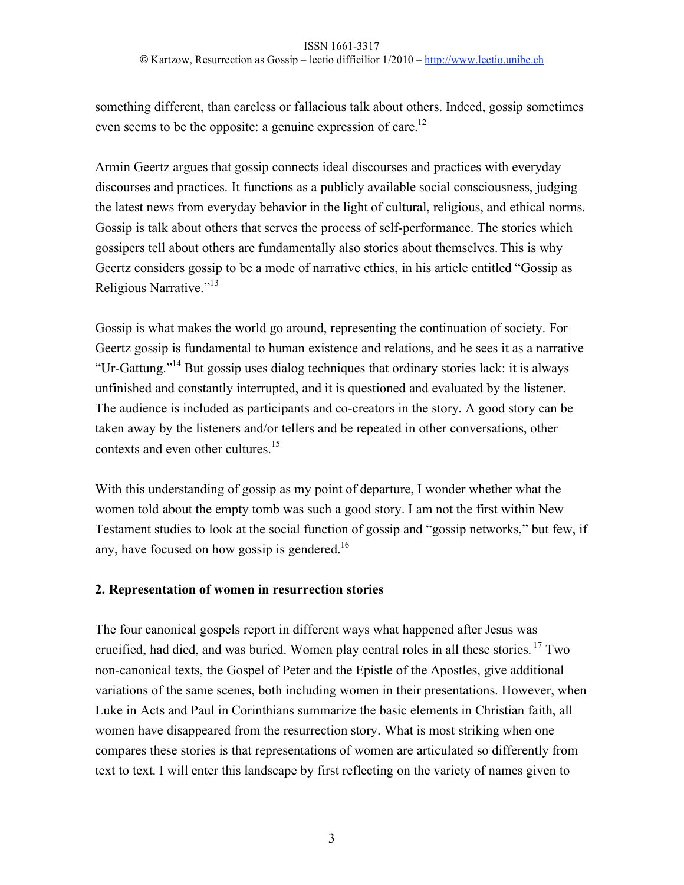something different, than careless or fallacious talk about others. Indeed, gossip sometimes even seems to be the opposite: a genuine expression of care.[12]

Armin Geertz argues that gossip connects ideal discourses and practices with everyday discourses and practices. It functions as a publicly available social consciousness, judging the latest news from everyday behavior in the light of cultural, religious, and ethical norms. Gossip is talk about others that serves the process of self-performance. The stories which gossipers tell about others are fundamentally also stories about themselves. This is why Geertz considers gossip to be a mode of narrative ethics, in his article entitled "Gossip as Religious Narrative."[13]

Gossip is what makes the world go around, representing the continuation of society. For Geertz gossip is fundamental to human existence and relations, and he sees it as a narrative "Ur-Gattung."[14] But gossip uses dialog techniques that ordinary stories lack: it is always unfinished and constantly interrupted, and it is questioned and evaluated by the listener. The audience is included as participants and co-creators in the story. A good story can be taken away by the listeners and/or tellers and be repeated in other conversations, other contexts and even other cultures.[15]

With this understanding of gossip as my point of departure, I wonder whether what the women told about the empty tomb was such a good story. I am not the first within New Testament studies to look at the social function of gossip and "gossip networks," but few, if any, have focused on how gossip is gendered.[16]

## 2. Representation of women in resurrection stories

The four canonical gospels report in different ways what happened after Jesus was crucified, had died, and was buried. Women play central roles in all these stories.[17] Two non-canonical texts, the Gospel of Peter and the Epistle of the Apostles, give additional variations of the same scenes, both including women in their presentations. However, when Luke in Acts and Paul in Corinthians summarize the basic elements in Christian faith, all women have disappeared from the resurrection story. What is most striking when one compares these stories is that representations of women are articulated so differently from text to text. I will enter this landscape by first reflecting on the variety of names given to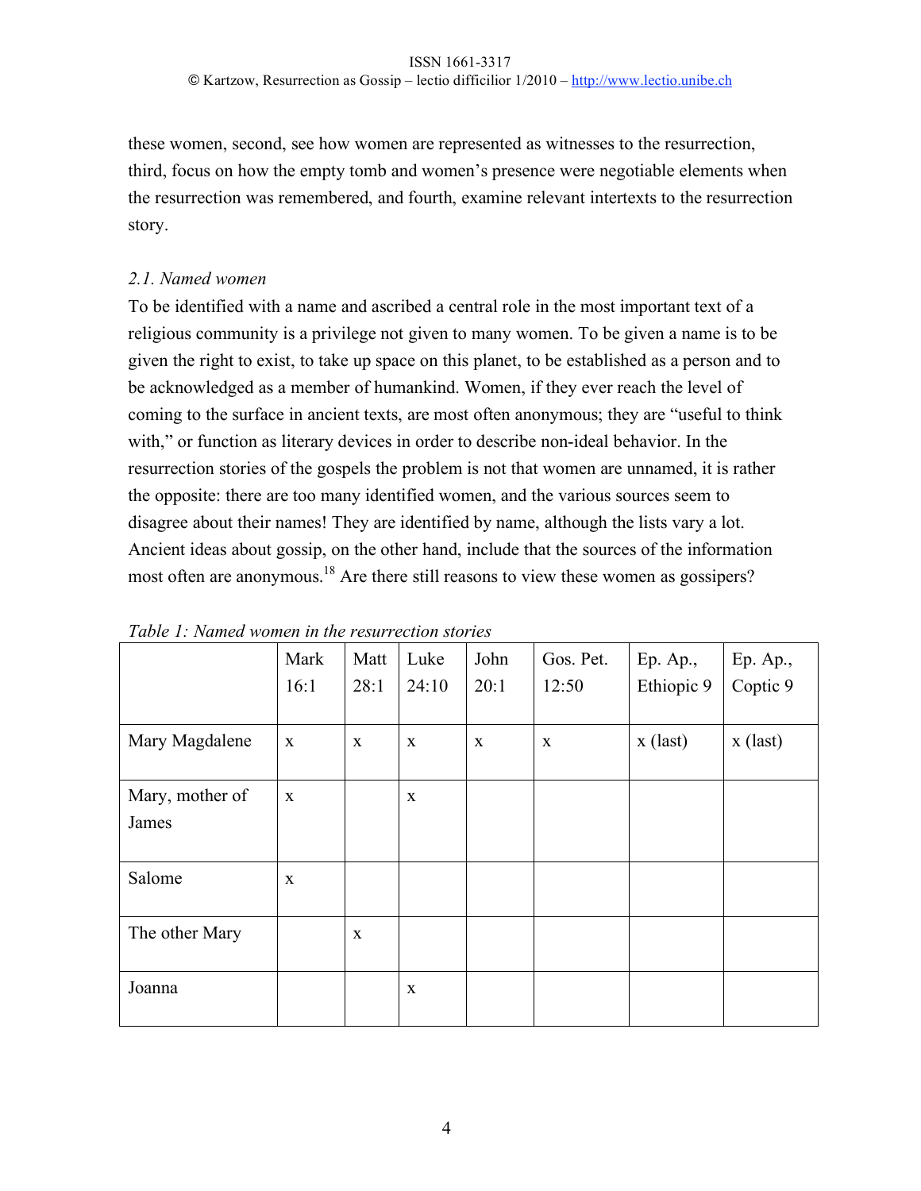these women, second, see how women are represented as witnesses to the resurrection, third, focus on how the empty tomb and women's presence were negotiable elements when the resurrection was remembered, and fourth, examine relevant intertexts to the resurrection story.

### *2.1. Named women*

To be identified with a name and ascribed a central role in the most important text of a religious community is a privilege not given to many women. To be given a name is to be given the right to exist, to take up space on this planet, to be established as a person and to be acknowledged as a member of humankind. Women, if they ever reach the level of coming to the surface in ancient texts, are most often anonymous; they are "useful to think with," or function as literary devices in order to describe non-ideal behavior. In the resurrection stories of the gospels the problem is not that women are unnamed, it is rather the opposite: there are too many identified women, and the various sources seem to disagree about their names! They are identified by name, although the lists vary a lot. Ancient ideas about gossip, on the other hand, include that the sources of the information most often are anonymous.[18] Are there still reasons to view these women as gossipers?

*Table 1: Named women in the resurrection stories*

| | Mark 16:1 | Matt 28:1 | Luke 24:10 | John 20:1 | Gos. Pet. 12:50 | Ep. Ap., Ethiopic 9 | Ep. Ap., Coptic 9 |
|---|---|---|---|---|---|---|---|
| Mary Magdalene | x | x | x | x | x | x (last) | x (last) |
| Mary, mother of James | x | | x | | | | |
| Salome | x | | | | | | |
| The other Mary | | x | | | | | |
| Joanna | | | x | | | | |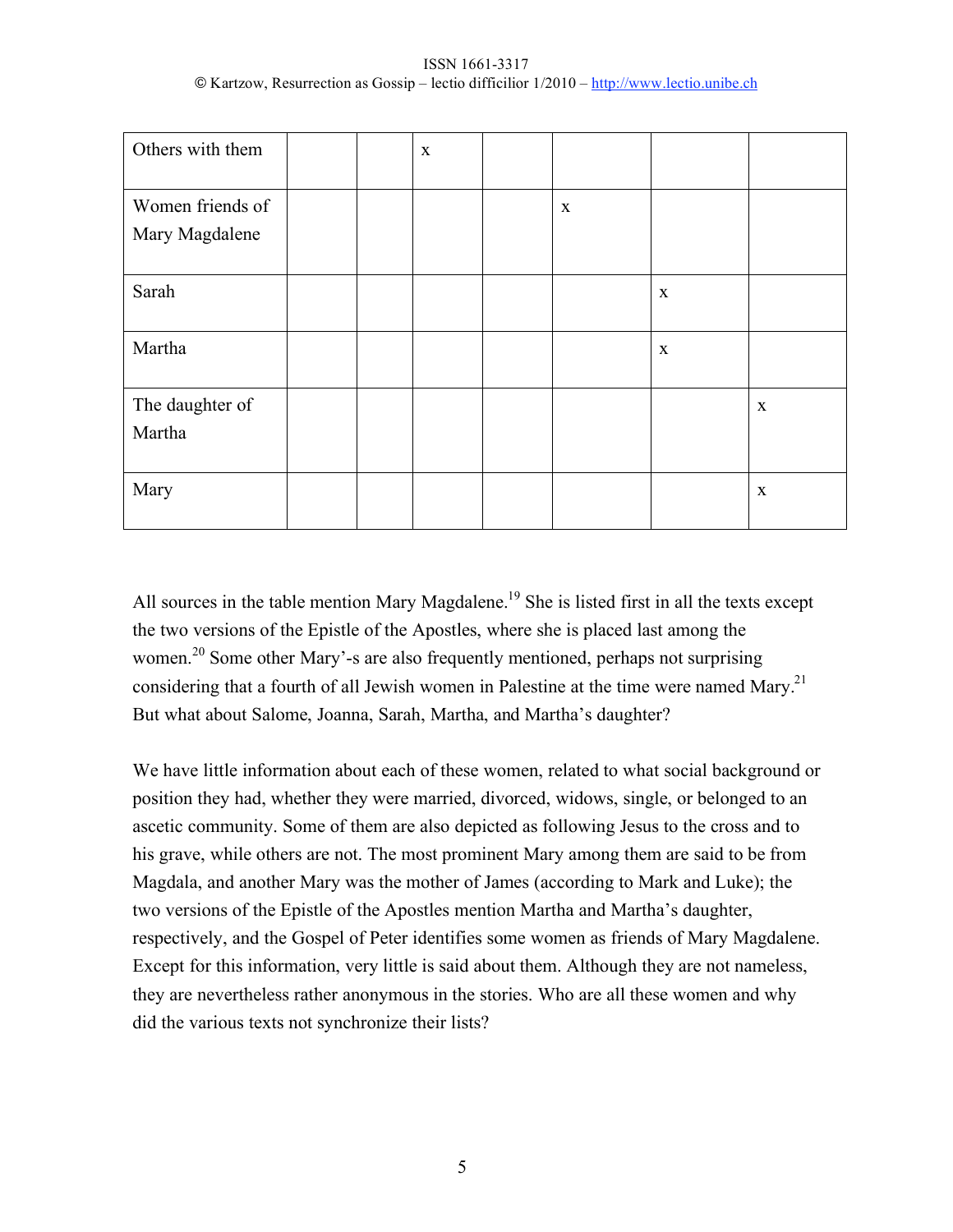| | | | | | | | |
|---|---|---|---|---|---|---|---|
| Others with them | | | x | | | | |
| Women friends of Mary Magdalene | | | | | x | | |
| Sarah | | | | | | x | |
| Martha | | | | | | x | |
| The daughter of Martha | | | | | | | x |
| Mary | | | | | | | x |

All sources in the table mention Mary Magdalene.[19] She is listed first in all the texts except the two versions of the Epistle of the Apostles, where she is placed last among the women.[20] Some other Mary'-s are also frequently mentioned, perhaps not surprising considering that a fourth of all Jewish women in Palestine at the time were named Mary.[21] But what about Salome, Joanna, Sarah, Martha, and Martha's daughter?

We have little information about each of these women, related to what social background or position they had, whether they were married, divorced, widows, single, or belonged to an ascetic community. Some of them are also depicted as following Jesus to the cross and to his grave, while others are not. The most prominent Mary among them are said to be from Magdala, and another Mary was the mother of James (according to Mark and Luke); the two versions of the Epistle of the Apostles mention Martha and Martha's daughter, respectively, and the Gospel of Peter identifies some women as friends of Mary Magdalene. Except for this information, very little is said about them. Although they are not nameless, they are nevertheless rather anonymous in the stories. Who are all these women and why did the various texts not synchronize their lists?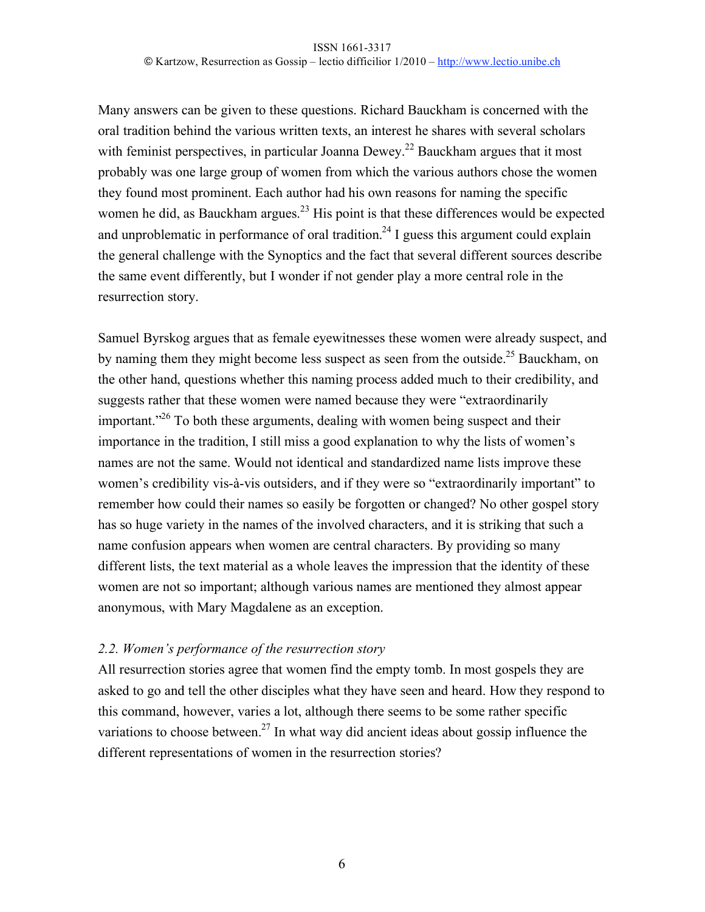Many answers can be given to these questions. Richard Bauckham is concerned with the oral tradition behind the various written texts, an interest he shares with several scholars with feminist perspectives, in particular Joanna Dewey.[22] Bauckham argues that it most probably was one large group of women from which the various authors chose the women they found most prominent. Each author had his own reasons for naming the specific women he did, as Bauckham argues.[23] His point is that these differences would be expected and unproblematic in performance of oral tradition.[24] I guess this argument could explain the general challenge with the Synoptics and the fact that several different sources describe the same event differently, but I wonder if not gender play a more central role in the resurrection story.

Samuel Byrskog argues that as female eyewitnesses these women were already suspect, and by naming them they might become less suspect as seen from the outside.[25] Bauckham, on the other hand, questions whether this naming process added much to their credibility, and suggests rather that these women were named because they were "extraordinarily important."[26] To both these arguments, dealing with women being suspect and their importance in the tradition, I still miss a good explanation to why the lists of women's names are not the same. Would not identical and standardized name lists improve these women's credibility vis-à-vis outsiders, and if they were so "extraordinarily important" to remember how could their names so easily be forgotten or changed? No other gospel story has so huge variety in the names of the involved characters, and it is striking that such a name confusion appears when women are central characters. By providing so many different lists, the text material as a whole leaves the impression that the identity of these women are not so important; although various names are mentioned they almost appear anonymous, with Mary Magdalene as an exception.

### *2.2. Women's performance of the resurrection story*

All resurrection stories agree that women find the empty tomb. In most gospels they are asked to go and tell the other disciples what they have seen and heard. How they respond to this command, however, varies a lot, although there seems to be some rather specific variations to choose between.[27] In what way did ancient ideas about gossip influence the different representations of women in the resurrection stories?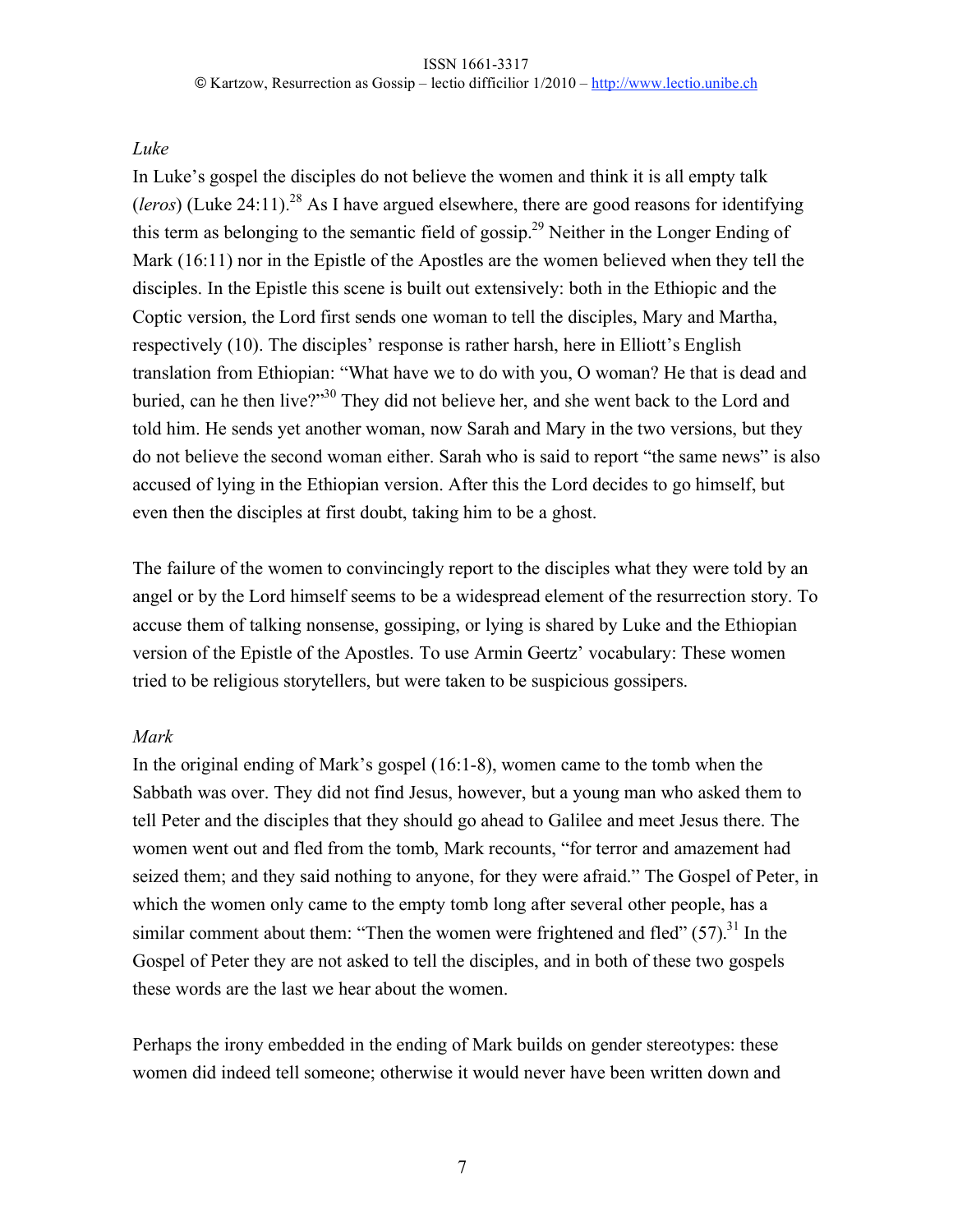*Luke*

In Luke's gospel the disciples do not believe the women and think it is all empty talk (*leros*) (Luke 24:11).[28] As I have argued elsewhere, there are good reasons for identifying this term as belonging to the semantic field of gossip.[29] Neither in the Longer Ending of Mark (16:11) nor in the Epistle of the Apostles are the women believed when they tell the disciples. In the Epistle this scene is built out extensively: both in the Ethiopic and the Coptic version, the Lord first sends one woman to tell the disciples, Mary and Martha, respectively (10). The disciples' response is rather harsh, here in Elliott's English translation from Ethiopian: "What have we to do with you, O woman? He that is dead and buried, can he then live?"[30] They did not believe her, and she went back to the Lord and told him. He sends yet another woman, now Sarah and Mary in the two versions, but they do not believe the second woman either. Sarah who is said to report "the same news" is also accused of lying in the Ethiopian version. After this the Lord decides to go himself, but even then the disciples at first doubt, taking him to be a ghost.

The failure of the women to convincingly report to the disciples what they were told by an angel or by the Lord himself seems to be a widespread element of the resurrection story. To accuse them of talking nonsense, gossiping, or lying is shared by Luke and the Ethiopian version of the Epistle of the Apostles. To use Armin Geertz' vocabulary: These women tried to be religious storytellers, but were taken to be suspicious gossipers.

*Mark*

In the original ending of Mark's gospel (16:1-8), women came to the tomb when the Sabbath was over. They did not find Jesus, however, but a young man who asked them to tell Peter and the disciples that they should go ahead to Galilee and meet Jesus there. The women went out and fled from the tomb, Mark recounts, "for terror and amazement had seized them; and they said nothing to anyone, for they were afraid." The Gospel of Peter, in which the women only came to the empty tomb long after several other people, has a similar comment about them: "Then the women were frightened and fled" (57).[31] In the Gospel of Peter they are not asked to tell the disciples, and in both of these two gospels these words are the last we hear about the women.

Perhaps the irony embedded in the ending of Mark builds on gender stereotypes: these women did indeed tell someone; otherwise it would never have been written down and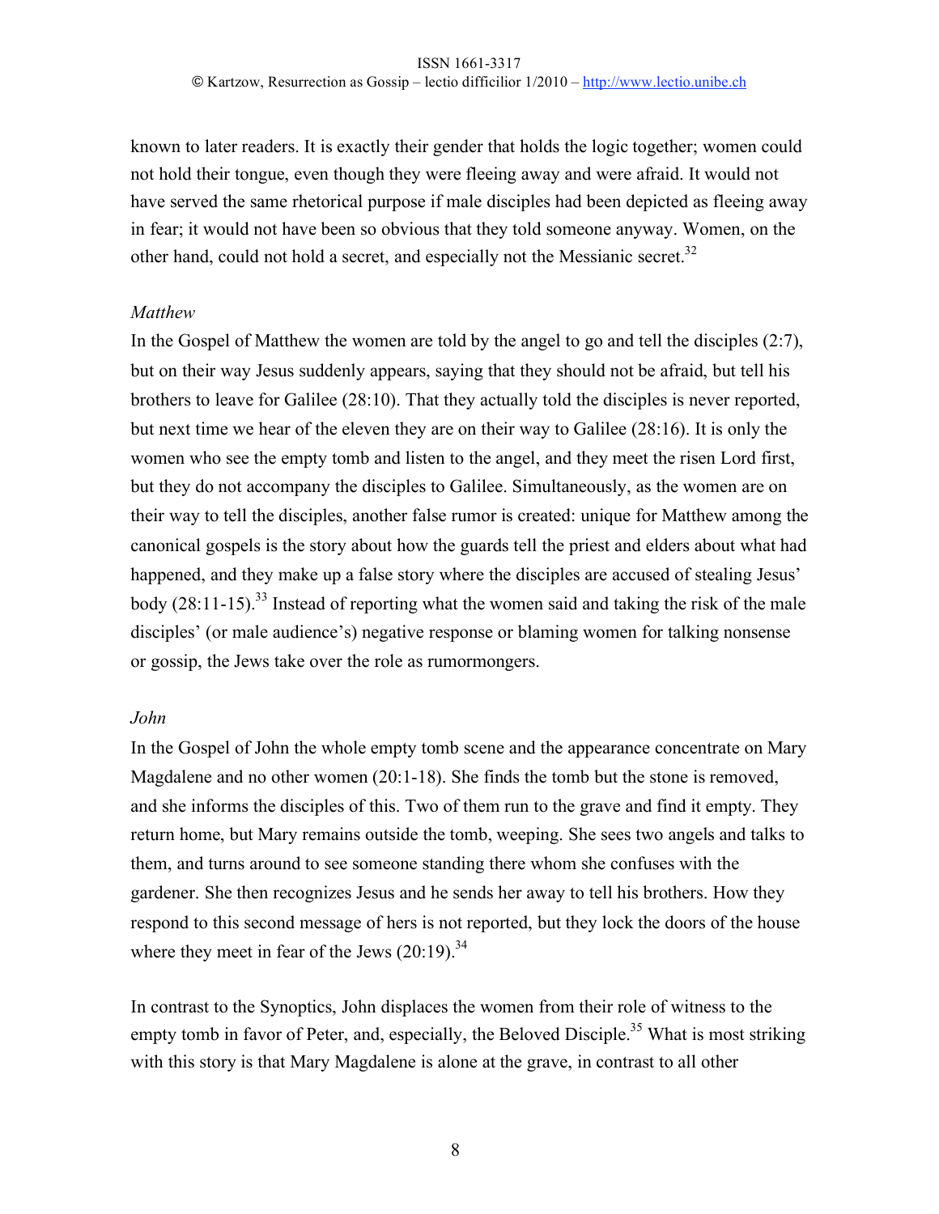known to later readers. It is exactly their gender that holds the logic together; women could not hold their tongue, even though they were fleeing away and were afraid. It would not have served the same rhetorical purpose if male disciples had been depicted as fleeing away in fear; it would not have been so obvious that they told someone anyway. Women, on the other hand, could not hold a secret, and especially not the Messianic secret.[32]

*Matthew*

In the Gospel of Matthew the women are told by the angel to go and tell the disciples (2:7), but on their way Jesus suddenly appears, saying that they should not be afraid, but tell his brothers to leave for Galilee (28:10). That they actually told the disciples is never reported, but next time we hear of the eleven they are on their way to Galilee (28:16). It is only the women who see the empty tomb and listen to the angel, and they meet the risen Lord first, but they do not accompany the disciples to Galilee. Simultaneously, as the women are on their way to tell the disciples, another false rumor is created: unique for Matthew among the canonical gospels is the story about how the guards tell the priest and elders about what had happened, and they make up a false story where the disciples are accused of stealing Jesus' body (28:11-15).[33] Instead of reporting what the women said and taking the risk of the male disciples' (or male audience's) negative response or blaming women for talking nonsense or gossip, the Jews take over the role as rumormongers.

*John*

In the Gospel of John the whole empty tomb scene and the appearance concentrate on Mary Magdalene and no other women (20:1-18). She finds the tomb but the stone is removed, and she informs the disciples of this. Two of them run to the grave and find it empty. They return home, but Mary remains outside the tomb, weeping. She sees two angels and talks to them, and turns around to see someone standing there whom she confuses with the gardener. She then recognizes Jesus and he sends her away to tell his brothers. How they respond to this second message of hers is not reported, but they lock the doors of the house where they meet in fear of the Jews (20:19).[34]

In contrast to the Synoptics, John displaces the women from their role of witness to the empty tomb in favor of Peter, and, especially, the Beloved Disciple.[35] What is most striking with this story is that Mary Magdalene is alone at the grave, in contrast to all other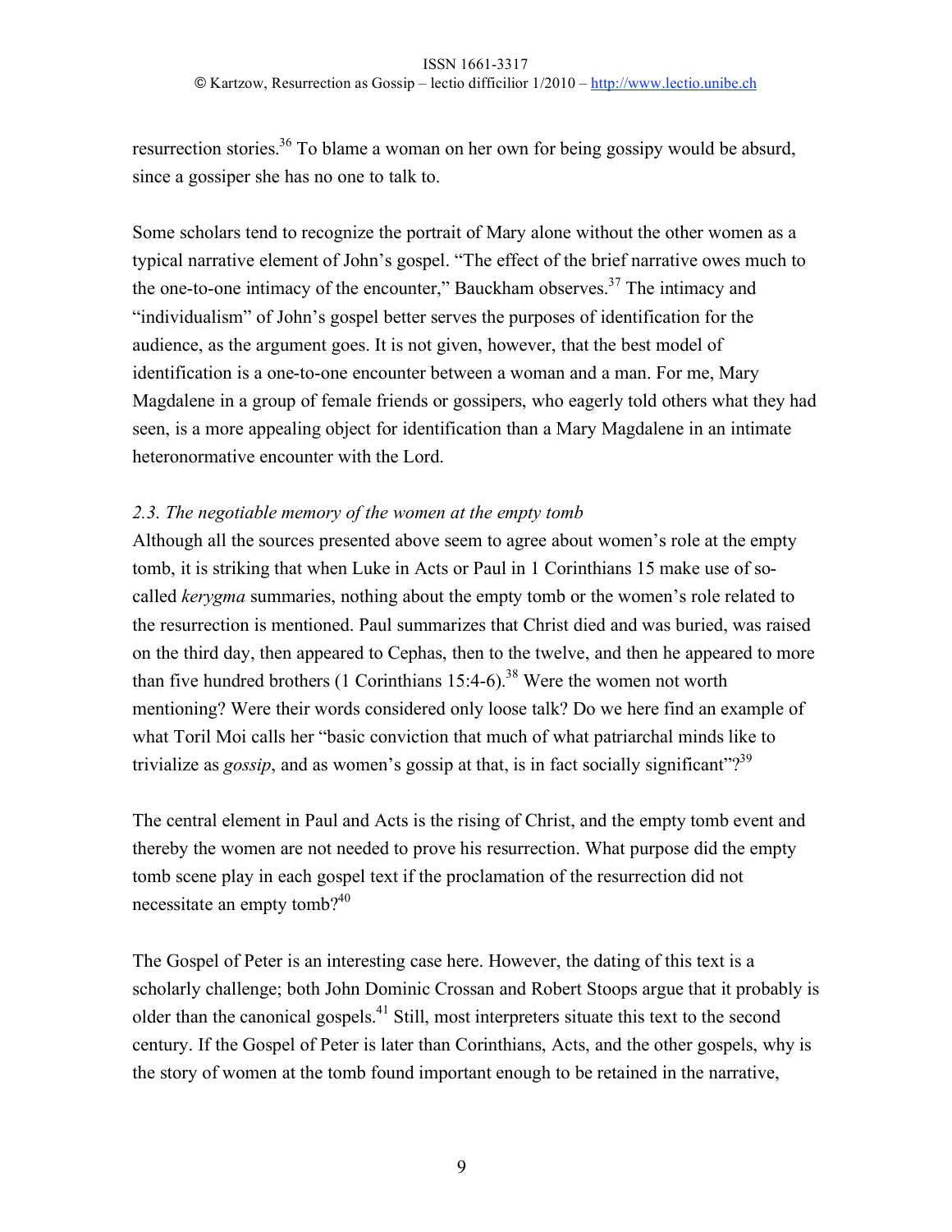resurrection stories.[36] To blame a woman on her own for being gossipy would be absurd, since a gossiper she has no one to talk to.

Some scholars tend to recognize the portrait of Mary alone without the other women as a typical narrative element of John's gospel. "The effect of the brief narrative owes much to the one-to-one intimacy of the encounter," Bauckham observes.[37] The intimacy and "individualism" of John's gospel better serves the purposes of identification for the audience, as the argument goes. It is not given, however, that the best model of identification is a one-to-one encounter between a woman and a man. For me, Mary Magdalene in a group of female friends or gossipers, who eagerly told others what they had seen, is a more appealing object for identification than a Mary Magdalene in an intimate heteronormative encounter with the Lord.

### *2.3. The negotiable memory of the women at the empty tomb*

Although all the sources presented above seem to agree about women's role at the empty tomb, it is striking that when Luke in Acts or Paul in 1 Corinthians 15 make use of so-called *kerygma* summaries, nothing about the empty tomb or the women's role related to the resurrection is mentioned. Paul summarizes that Christ died and was buried, was raised on the third day, then appeared to Cephas, then to the twelve, and then he appeared to more than five hundred brothers (1 Corinthians 15:4-6).[38] Were the women not worth mentioning? Were their words considered only loose talk? Do we here find an example of what Toril Moi calls her "basic conviction that much of what patriarchal minds like to trivialize as *gossip*, and as women's gossip at that, is in fact socially significant"?[39]

The central element in Paul and Acts is the rising of Christ, and the empty tomb event and thereby the women are not needed to prove his resurrection. What purpose did the empty tomb scene play in each gospel text if the proclamation of the resurrection did not necessitate an empty tomb?[40]

The Gospel of Peter is an interesting case here. However, the dating of this text is a scholarly challenge; both John Dominic Crossan and Robert Stoops argue that it probably is older than the canonical gospels.[41] Still, most interpreters situate this text to the second century. If the Gospel of Peter is later than Corinthians, Acts, and the other gospels, why is the story of women at the tomb found important enough to be retained in the narrative,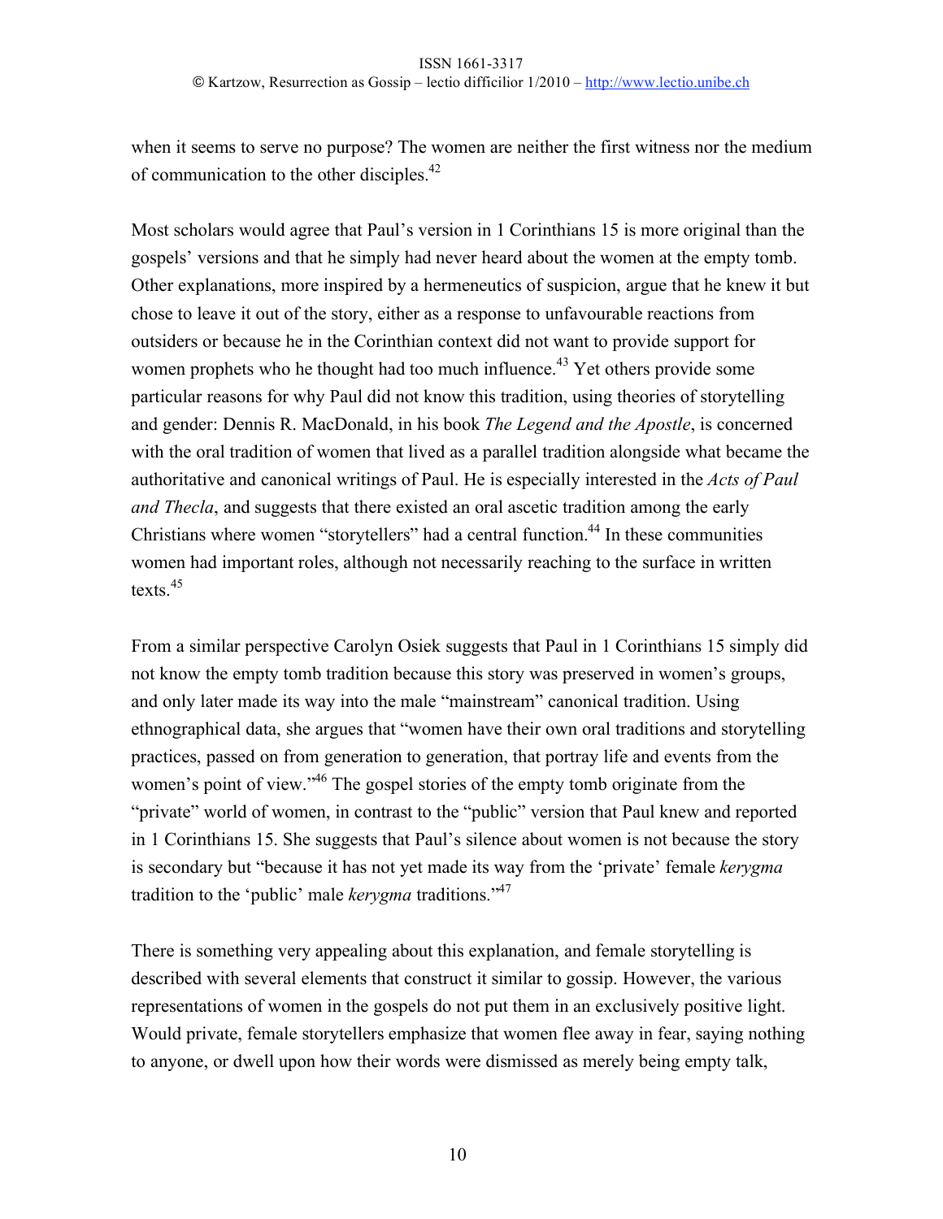when it seems to serve no purpose? The women are neither the first witness nor the medium of communication to the other disciples.[42]

Most scholars would agree that Paul's version in 1 Corinthians 15 is more original than the gospels' versions and that he simply had never heard about the women at the empty tomb. Other explanations, more inspired by a hermeneutics of suspicion, argue that he knew it but chose to leave it out of the story, either as a response to unfavourable reactions from outsiders or because he in the Corinthian context did not want to provide support for women prophets who he thought had too much influence.[43] Yet others provide some particular reasons for why Paul did not know this tradition, using theories of storytelling and gender: Dennis R. MacDonald, in his book *The Legend and the Apostle*, is concerned with the oral tradition of women that lived as a parallel tradition alongside what became the authoritative and canonical writings of Paul. He is especially interested in the *Acts of Paul and Thecla*, and suggests that there existed an oral ascetic tradition among the early Christians where women "storytellers" had a central function.[44] In these communities women had important roles, although not necessarily reaching to the surface in written texts.[45]

From a similar perspective Carolyn Osiek suggests that Paul in 1 Corinthians 15 simply did not know the empty tomb tradition because this story was preserved in women's groups, and only later made its way into the male "mainstream" canonical tradition. Using ethnographical data, she argues that "women have their own oral traditions and storytelling practices, passed on from generation to generation, that portray life and events from the women's point of view."[46] The gospel stories of the empty tomb originate from the "private" world of women, in contrast to the "public" version that Paul knew and reported in 1 Corinthians 15. She suggests that Paul's silence about women is not because the story is secondary but "because it has not yet made its way from the 'private' female *kerygma* tradition to the 'public' male *kerygma* traditions."[47]

There is something very appealing about this explanation, and female storytelling is described with several elements that construct it similar to gossip. However, the various representations of women in the gospels do not put them in an exclusively positive light. Would private, female storytellers emphasize that women flee away in fear, saying nothing to anyone, or dwell upon how their words were dismissed as merely being empty talk,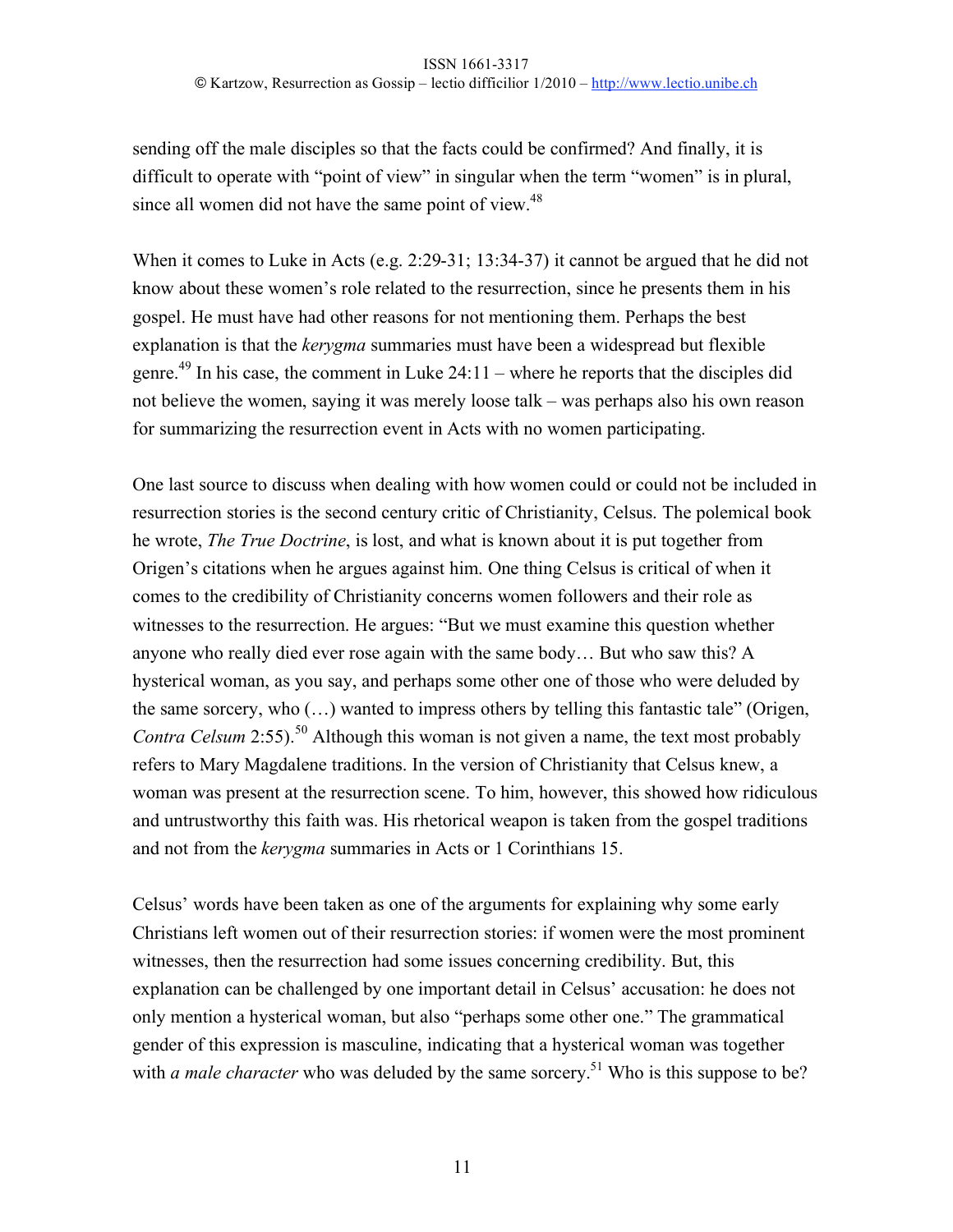sending off the male disciples so that the facts could be confirmed? And finally, it is difficult to operate with "point of view" in singular when the term "women" is in plural, since all women did not have the same point of view.[48]

When it comes to Luke in Acts (e.g. 2:29-31; 13:34-37) it cannot be argued that he did not know about these women's role related to the resurrection, since he presents them in his gospel. He must have had other reasons for not mentioning them. Perhaps the best explanation is that the *kerygma* summaries must have been a widespread but flexible genre.[49] In his case, the comment in Luke 24:11 – where he reports that the disciples did not believe the women, saying it was merely loose talk – was perhaps also his own reason for summarizing the resurrection event in Acts with no women participating.

One last source to discuss when dealing with how women could or could not be included in resurrection stories is the second century critic of Christianity, Celsus. The polemical book he wrote, *The True Doctrine*, is lost, and what is known about it is put together from Origen's citations when he argues against him. One thing Celsus is critical of when it comes to the credibility of Christianity concerns women followers and their role as witnesses to the resurrection. He argues: "But we must examine this question whether anyone who really died ever rose again with the same body… But who saw this? A hysterical woman, as you say, and perhaps some other one of those who were deluded by the same sorcery, who (…) wanted to impress others by telling this fantastic tale" (Origen, *Contra Celsum* 2:55).[50] Although this woman is not given a name, the text most probably refers to Mary Magdalene traditions. In the version of Christianity that Celsus knew, a woman was present at the resurrection scene. To him, however, this showed how ridiculous and untrustworthy this faith was. His rhetorical weapon is taken from the gospel traditions and not from the *kerygma* summaries in Acts or 1 Corinthians 15.

Celsus' words have been taken as one of the arguments for explaining why some early Christians left women out of their resurrection stories: if women were the most prominent witnesses, then the resurrection had some issues concerning credibility. But, this explanation can be challenged by one important detail in Celsus' accusation: he does not only mention a hysterical woman, but also "perhaps some other one." The grammatical gender of this expression is masculine, indicating that a hysterical woman was together with *a male character* who was deluded by the same sorcery.[51] Who is this suppose to be?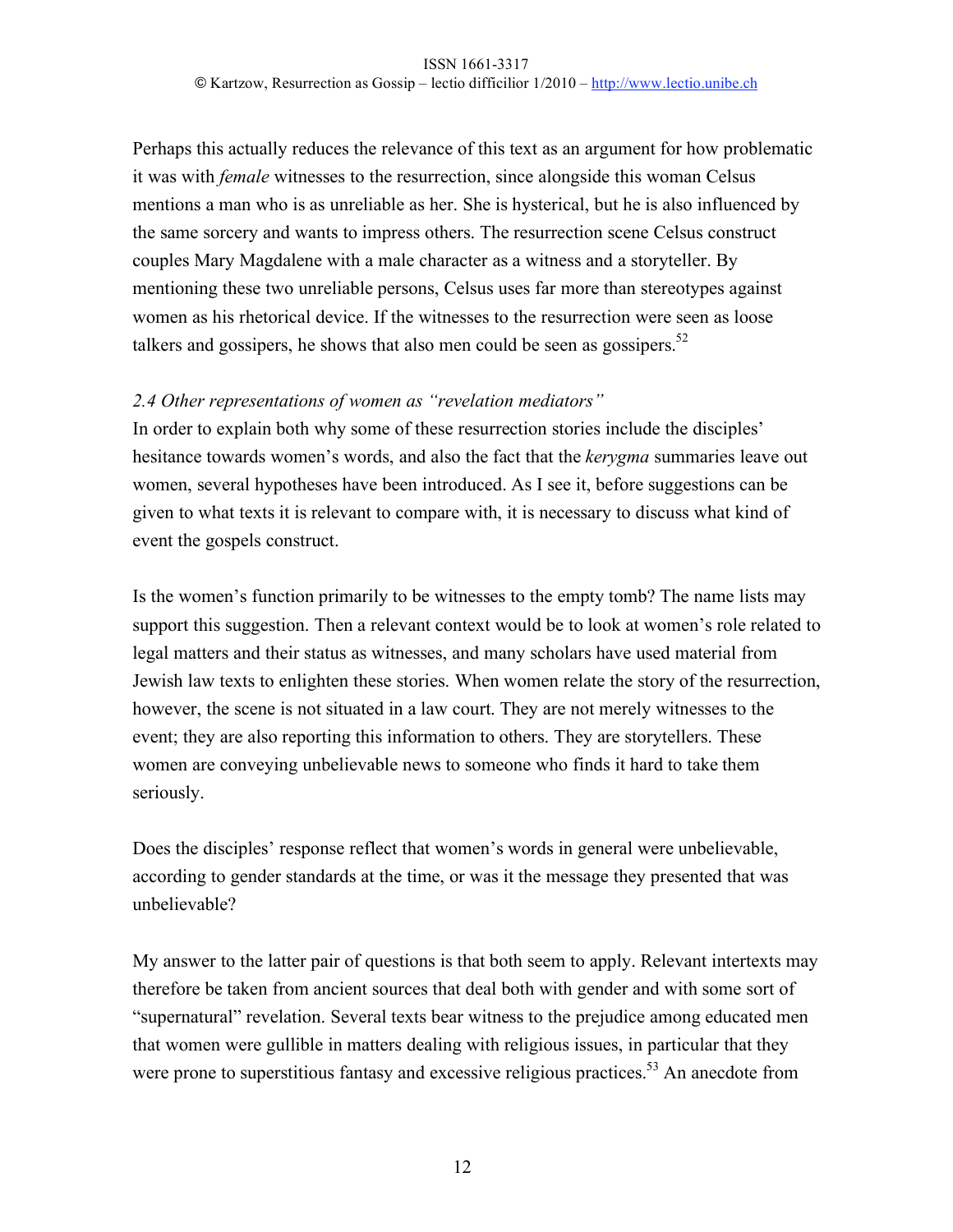Perhaps this actually reduces the relevance of this text as an argument for how problematic it was with *female* witnesses to the resurrection, since alongside this woman Celsus mentions a man who is as unreliable as her. She is hysterical, but he is also influenced by the same sorcery and wants to impress others. The resurrection scene Celsus construct couples Mary Magdalene with a male character as a witness and a storyteller. By mentioning these two unreliable persons, Celsus uses far more than stereotypes against women as his rhetorical device. If the witnesses to the resurrection were seen as loose talkers and gossipers, he shows that also men could be seen as gossipers.[52]

### *2.4 Other representations of women as "revelation mediators"*

In order to explain both why some of these resurrection stories include the disciples' hesitance towards women's words, and also the fact that the *kerygma* summaries leave out women, several hypotheses have been introduced. As I see it, before suggestions can be given to what texts it is relevant to compare with, it is necessary to discuss what kind of event the gospels construct.

Is the women's function primarily to be witnesses to the empty tomb? The name lists may support this suggestion. Then a relevant context would be to look at women's role related to legal matters and their status as witnesses, and many scholars have used material from Jewish law texts to enlighten these stories. When women relate the story of the resurrection, however, the scene is not situated in a law court. They are not merely witnesses to the event; they are also reporting this information to others. They are storytellers. These women are conveying unbelievable news to someone who finds it hard to take them seriously.

Does the disciples' response reflect that women's words in general were unbelievable, according to gender standards at the time, or was it the message they presented that was unbelievable?

My answer to the latter pair of questions is that both seem to apply. Relevant intertexts may therefore be taken from ancient sources that deal both with gender and with some sort of "supernatural" revelation. Several texts bear witness to the prejudice among educated men that women were gullible in matters dealing with religious issues, in particular that they were prone to superstitious fantasy and excessive religious practices.[53] An anecdote from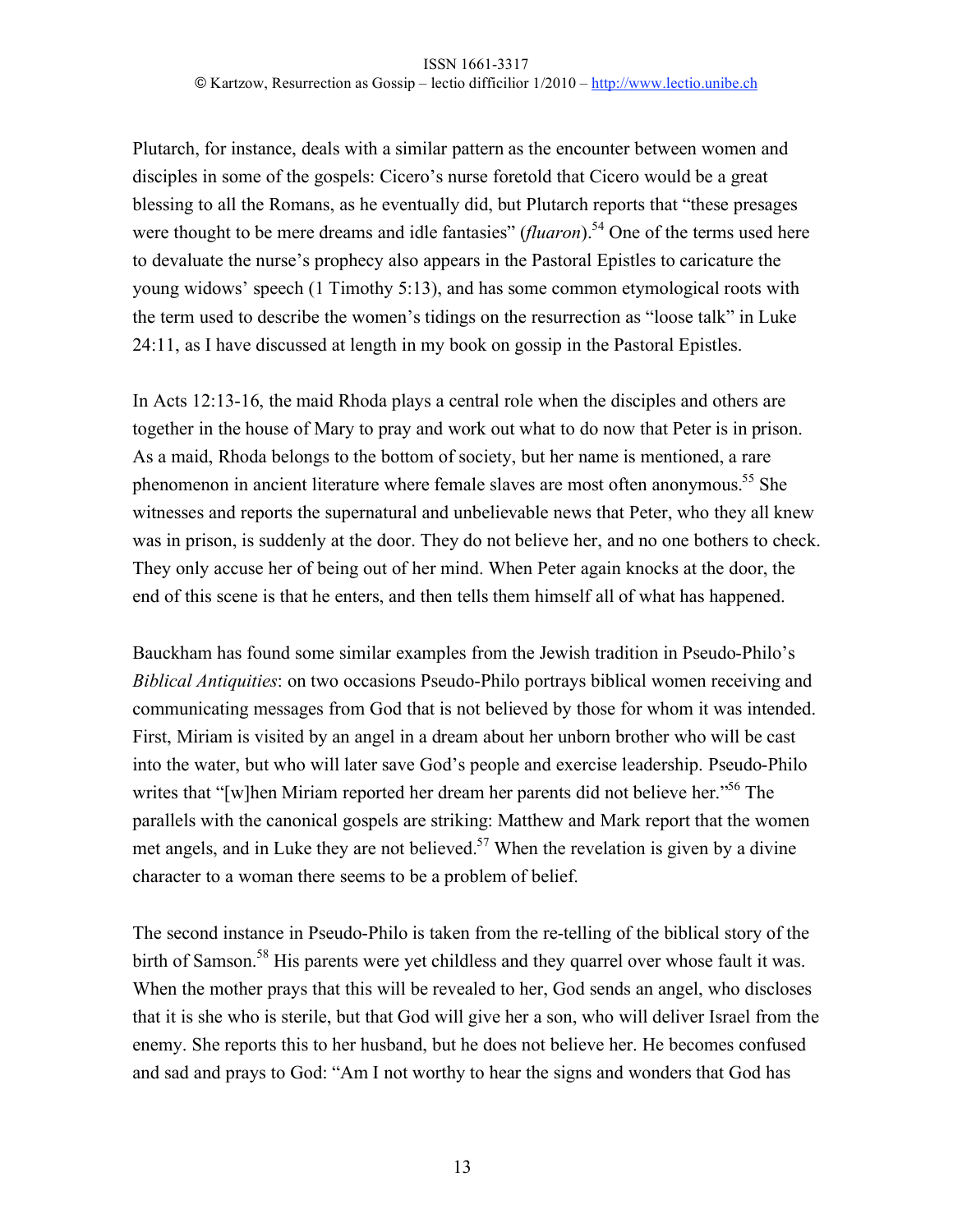Plutarch, for instance, deals with a similar pattern as the encounter between women and disciples in some of the gospels: Cicero's nurse foretold that Cicero would be a great blessing to all the Romans, as he eventually did, but Plutarch reports that "these presages were thought to be mere dreams and idle fantasies" (*fluaron*).[54] One of the terms used here to devaluate the nurse's prophecy also appears in the Pastoral Epistles to caricature the young widows' speech (1 Timothy 5:13), and has some common etymological roots with the term used to describe the women's tidings on the resurrection as "loose talk" in Luke 24:11, as I have discussed at length in my book on gossip in the Pastoral Epistles.

In Acts 12:13-16, the maid Rhoda plays a central role when the disciples and others are together in the house of Mary to pray and work out what to do now that Peter is in prison. As a maid, Rhoda belongs to the bottom of society, but her name is mentioned, a rare phenomenon in ancient literature where female slaves are most often anonymous.[55] She witnesses and reports the supernatural and unbelievable news that Peter, who they all knew was in prison, is suddenly at the door. They do not believe her, and no one bothers to check. They only accuse her of being out of her mind. When Peter again knocks at the door, the end of this scene is that he enters, and then tells them himself all of what has happened.

Bauckham has found some similar examples from the Jewish tradition in Pseudo-Philo's *Biblical Antiquities*: on two occasions Pseudo-Philo portrays biblical women receiving and communicating messages from God that is not believed by those for whom it was intended. First, Miriam is visited by an angel in a dream about her unborn brother who will be cast into the water, but who will later save God's people and exercise leadership. Pseudo-Philo writes that "[w]hen Miriam reported her dream her parents did not believe her."[56] The parallels with the canonical gospels are striking: Matthew and Mark report that the women met angels, and in Luke they are not believed.[57] When the revelation is given by a divine character to a woman there seems to be a problem of belief.

The second instance in Pseudo-Philo is taken from the re-telling of the biblical story of the birth of Samson.[58] His parents were yet childless and they quarrel over whose fault it was. When the mother prays that this will be revealed to her, God sends an angel, who discloses that it is she who is sterile, but that God will give her a son, who will deliver Israel from the enemy. She reports this to her husband, but he does not believe her. He becomes confused and sad and prays to God: "Am I not worthy to hear the signs and wonders that God has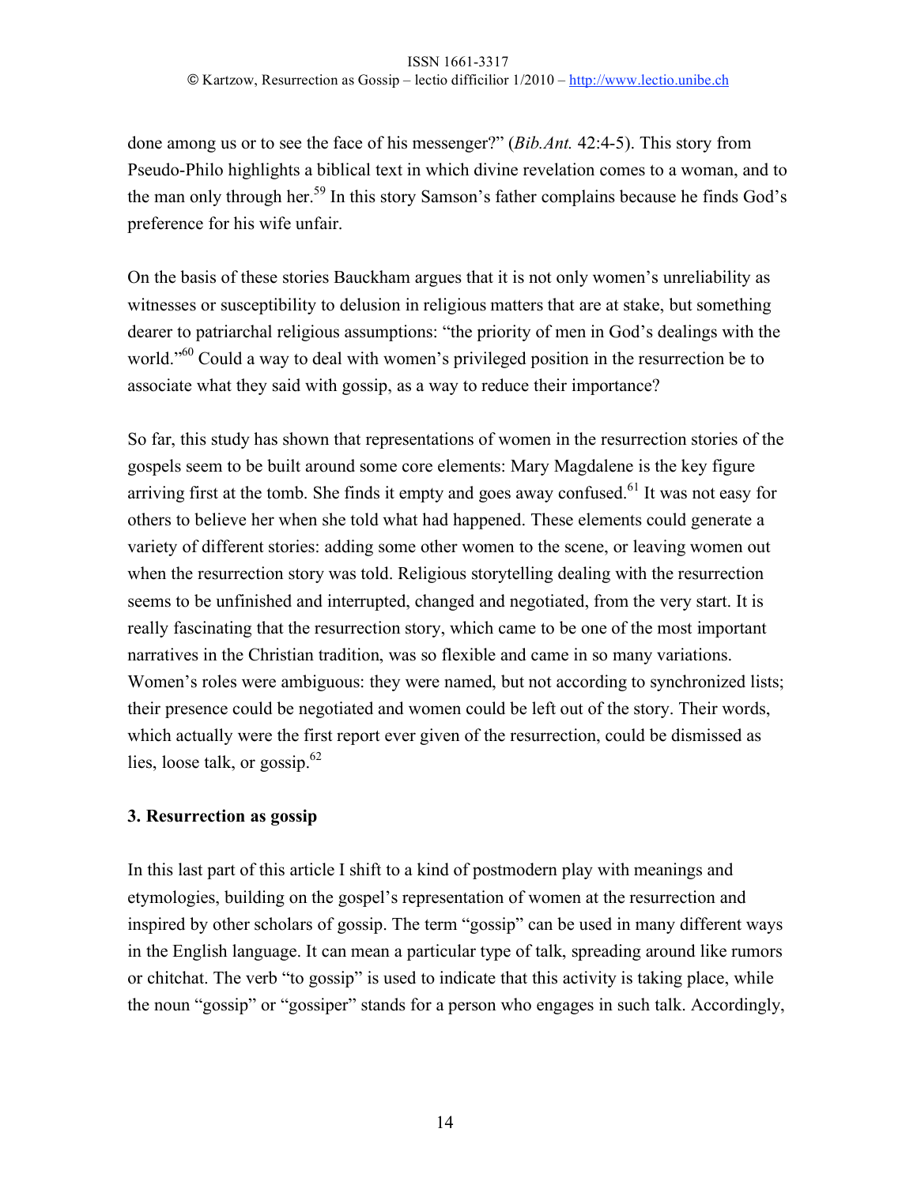done among us or to see the face of his messenger?" (*Bib.Ant.* 42:4-5). This story from Pseudo-Philo highlights a biblical text in which divine revelation comes to a woman, and to the man only through her.[59] In this story Samson's father complains because he finds God's preference for his wife unfair.

On the basis of these stories Bauckham argues that it is not only women's unreliability as witnesses or susceptibility to delusion in religious matters that are at stake, but something dearer to patriarchal religious assumptions: "the priority of men in God's dealings with the world."[60] Could a way to deal with women's privileged position in the resurrection be to associate what they said with gossip, as a way to reduce their importance?

So far, this study has shown that representations of women in the resurrection stories of the gospels seem to be built around some core elements: Mary Magdalene is the key figure arriving first at the tomb. She finds it empty and goes away confused.[61] It was not easy for others to believe her when she told what had happened. These elements could generate a variety of different stories: adding some other women to the scene, or leaving women out when the resurrection story was told. Religious storytelling dealing with the resurrection seems to be unfinished and interrupted, changed and negotiated, from the very start. It is really fascinating that the resurrection story, which came to be one of the most important narratives in the Christian tradition, was so flexible and came in so many variations. Women's roles were ambiguous: they were named, but not according to synchronized lists; their presence could be negotiated and women could be left out of the story. Their words, which actually were the first report ever given of the resurrection, could be dismissed as lies, loose talk, or gossip.[62]

### 3. Resurrection as gossip

In this last part of this article I shift to a kind of postmodern play with meanings and etymologies, building on the gospel's representation of women at the resurrection and inspired by other scholars of gossip. The term "gossip" can be used in many different ways in the English language. It can mean a particular type of talk, spreading around like rumors or chitchat. The verb "to gossip" is used to indicate that this activity is taking place, while the noun "gossip" or "gossiper" stands for a person who engages in such talk. Accordingly,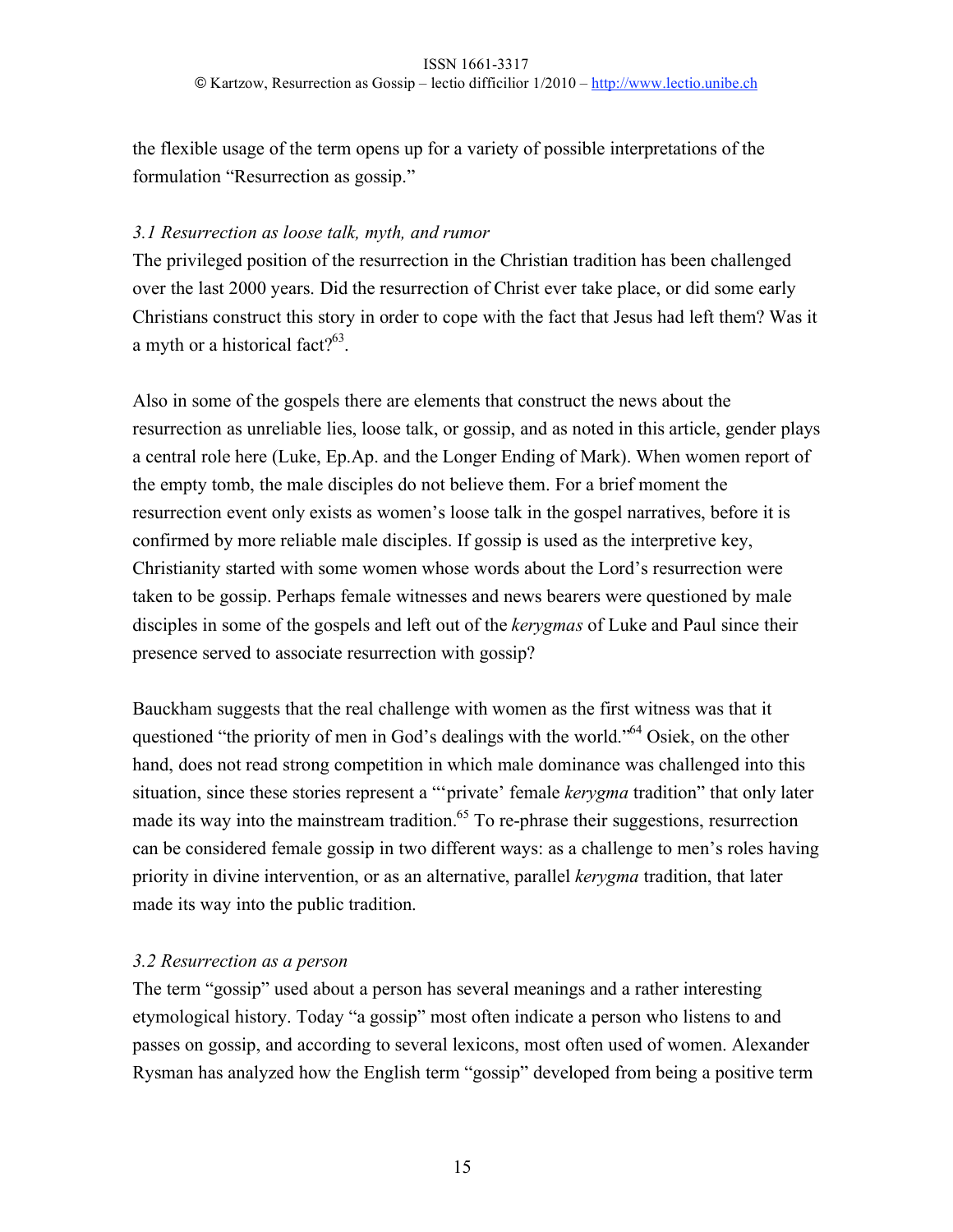the flexible usage of the term opens up for a variety of possible interpretations of the formulation "Resurrection as gossip."

### *3.1 Resurrection as loose talk, myth, and rumor*

The privileged position of the resurrection in the Christian tradition has been challenged over the last 2000 years. Did the resurrection of Christ ever take place, or did some early Christians construct this story in order to cope with the fact that Jesus had left them? Was it a myth or a historical fact?[63].

Also in some of the gospels there are elements that construct the news about the resurrection as unreliable lies, loose talk, or gossip, and as noted in this article, gender plays a central role here (Luke, Ep.Ap. and the Longer Ending of Mark). When women report of the empty tomb, the male disciples do not believe them. For a brief moment the resurrection event only exists as women's loose talk in the gospel narratives, before it is confirmed by more reliable male disciples. If gossip is used as the interpretive key, Christianity started with some women whose words about the Lord's resurrection were taken to be gossip. Perhaps female witnesses and news bearers were questioned by male disciples in some of the gospels and left out of the *kerygmas* of Luke and Paul since their presence served to associate resurrection with gossip?

Bauckham suggests that the real challenge with women as the first witness was that it questioned "the priority of men in God's dealings with the world."[64] Osiek, on the other hand, does not read strong competition in which male dominance was challenged into this situation, since these stories represent a "'private' female *kerygma* tradition" that only later made its way into the mainstream tradition.[65] To re-phrase their suggestions, resurrection can be considered female gossip in two different ways: as a challenge to men's roles having priority in divine intervention, or as an alternative, parallel *kerygma* tradition, that later made its way into the public tradition.

### *3.2 Resurrection as a person*

The term "gossip" used about a person has several meanings and a rather interesting etymological history. Today "a gossip" most often indicate a person who listens to and passes on gossip, and according to several lexicons, most often used of women. Alexander Rysman has analyzed how the English term "gossip" developed from being a positive term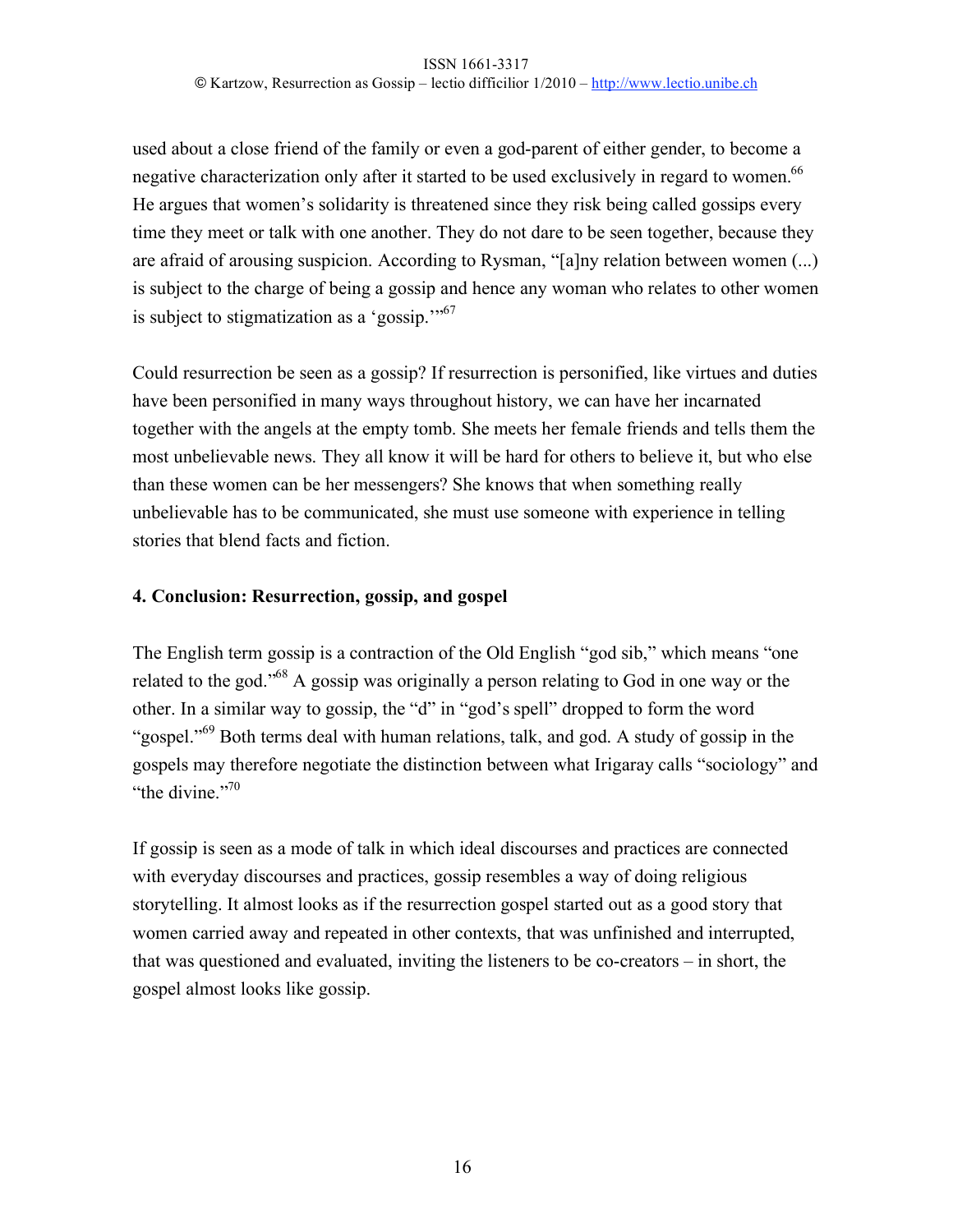used about a close friend of the family or even a god-parent of either gender, to become a negative characterization only after it started to be used exclusively in regard to women.[66] He argues that women's solidarity is threatened since they risk being called gossips every time they meet or talk with one another. They do not dare to be seen together, because they are afraid of arousing suspicion. According to Rysman, "[a]ny relation between women (...) is subject to the charge of being a gossip and hence any woman who relates to other women is subject to stigmatization as a 'gossip.'"[67]

Could resurrection be seen as a gossip? If resurrection is personified, like virtues and duties have been personified in many ways throughout history, we can have her incarnated together with the angels at the empty tomb. She meets her female friends and tells them the most unbelievable news. They all know it will be hard for others to believe it, but who else than these women can be her messengers? She knows that when something really unbelievable has to be communicated, she must use someone with experience in telling stories that blend facts and fiction.

## 4. Conclusion: Resurrection, gossip, and gospel

The English term gossip is a contraction of the Old English "god sib," which means "one related to the god."[68] A gossip was originally a person relating to God in one way or the other. In a similar way to gossip, the "d" in "god's spell" dropped to form the word "gospel."[69] Both terms deal with human relations, talk, and god. A study of gossip in the gospels may therefore negotiate the distinction between what Irigaray calls "sociology" and "the divine."[70]

If gossip is seen as a mode of talk in which ideal discourses and practices are connected with everyday discourses and practices, gossip resembles a way of doing religious storytelling. It almost looks as if the resurrection gospel started out as a good story that women carried away and repeated in other contexts, that was unfinished and interrupted, that was questioned and evaluated, inviting the listeners to be co-creators – in short, the gospel almost looks like gossip.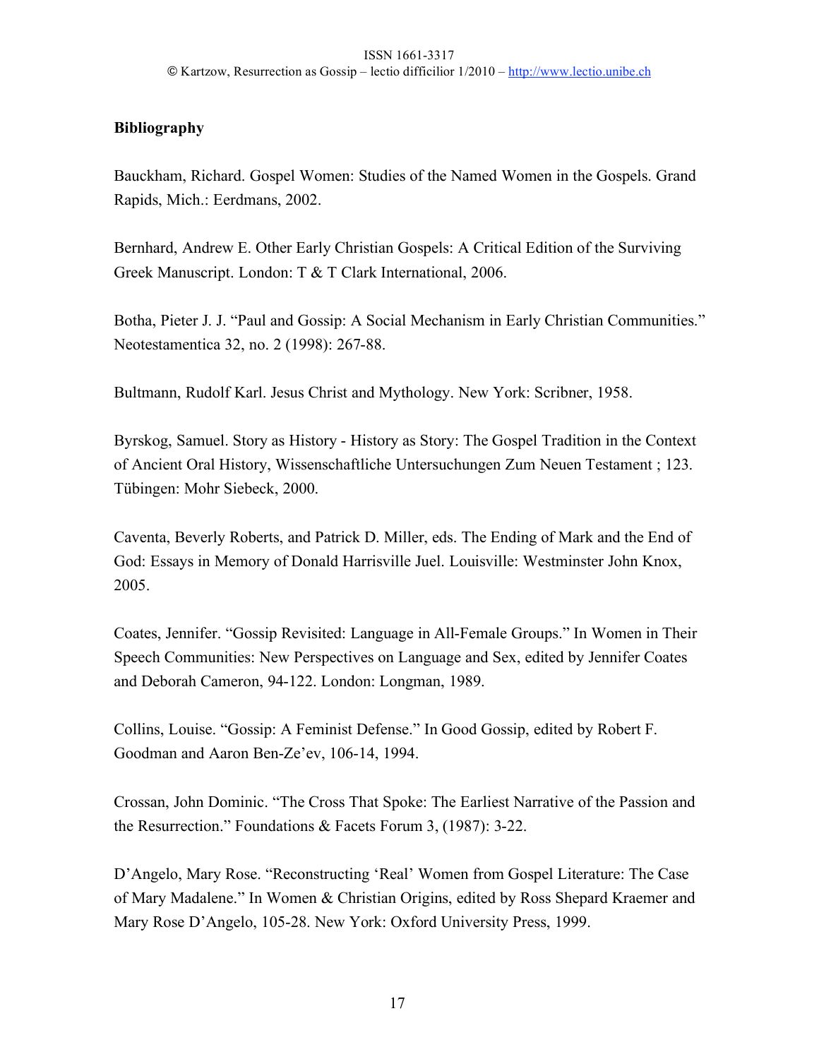**Bibliography**

Bauckham, Richard. Gospel Women: Studies of the Named Women in the Gospels. Grand Rapids, Mich.: Eerdmans, 2002.

Bernhard, Andrew E. Other Early Christian Gospels: A Critical Edition of the Surviving Greek Manuscript. London: T & T Clark International, 2006.

Botha, Pieter J. J. "Paul and Gossip: A Social Mechanism in Early Christian Communities." Neotestamentica 32, no. 2 (1998): 267-88.

Bultmann, Rudolf Karl. Jesus Christ and Mythology. New York: Scribner, 1958.

Byrskog, Samuel. Story as History - History as Story: The Gospel Tradition in the Context of Ancient Oral History, Wissenschaftliche Untersuchungen Zum Neuen Testament ; 123. Tübingen: Mohr Siebeck, 2000.

Caventa, Beverly Roberts, and Patrick D. Miller, eds. The Ending of Mark and the End of God: Essays in Memory of Donald Harrisville Juel. Louisville: Westminster John Knox, 2005.

Coates, Jennifer. "Gossip Revisited: Language in All-Female Groups." In Women in Their Speech Communities: New Perspectives on Language and Sex, edited by Jennifer Coates and Deborah Cameron, 94-122. London: Longman, 1989.

Collins, Louise. "Gossip: A Feminist Defense." In Good Gossip, edited by Robert F. Goodman and Aaron Ben-Ze'ev, 106-14, 1994.

Crossan, John Dominic. "The Cross That Spoke: The Earliest Narrative of the Passion and the Resurrection." Foundations & Facets Forum 3, (1987): 3-22.

D'Angelo, Mary Rose. "Reconstructing 'Real' Women from Gospel Literature: The Case of Mary Madalene." In Women & Christian Origins, edited by Ross Shepard Kraemer and Mary Rose D'Angelo, 105-28. New York: Oxford University Press, 1999.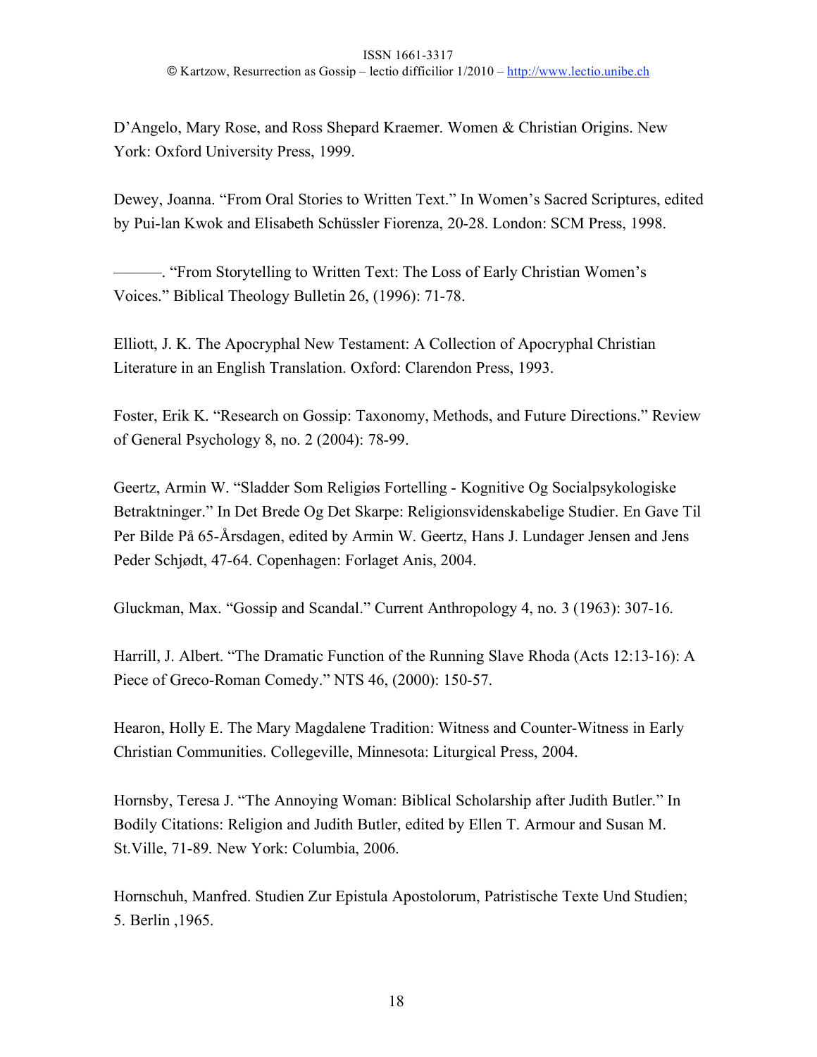D'Angelo, Mary Rose, and Ross Shepard Kraemer. Women & Christian Origins. New York: Oxford University Press, 1999.

Dewey, Joanna. "From Oral Stories to Written Text." In Women's Sacred Scriptures, edited by Pui-lan Kwok and Elisabeth Schüssler Fiorenza, 20-28. London: SCM Press, 1998.

———. "From Storytelling to Written Text: The Loss of Early Christian Women's Voices." Biblical Theology Bulletin 26, (1996): 71-78.

Elliott, J. K. The Apocryphal New Testament: A Collection of Apocryphal Christian Literature in an English Translation. Oxford: Clarendon Press, 1993.

Foster, Erik K. "Research on Gossip: Taxonomy, Methods, and Future Directions." Review of General Psychology 8, no. 2 (2004): 78-99.

Geertz, Armin W. "Sladder Som Religiøs Fortelling - Kognitive Og Socialpsykologiske Betraktninger." In Det Brede Og Det Skarpe: Religionsvidenskabelige Studier. En Gave Til Per Bilde På 65-Årsdagen, edited by Armin W. Geertz, Hans J. Lundager Jensen and Jens Peder Schjødt, 47-64. Copenhagen: Forlaget Anis, 2004.

Gluckman, Max. "Gossip and Scandal." Current Anthropology 4, no. 3 (1963): 307-16.

Harrill, J. Albert. "The Dramatic Function of the Running Slave Rhoda (Acts 12:13-16): A Piece of Greco-Roman Comedy." NTS 46, (2000): 150-57.

Hearon, Holly E. The Mary Magdalene Tradition: Witness and Counter-Witness in Early Christian Communities. Collegeville, Minnesota: Liturgical Press, 2004.

Hornsby, Teresa J. "The Annoying Woman: Biblical Scholarship after Judith Butler." In Bodily Citations: Religion and Judith Butler, edited by Ellen T. Armour and Susan M. St.Ville, 71-89. New York: Columbia, 2006.

Hornschuh, Manfred. Studien Zur Epistula Apostolorum, Patristische Texte Und Studien; 5. Berlin ,1965.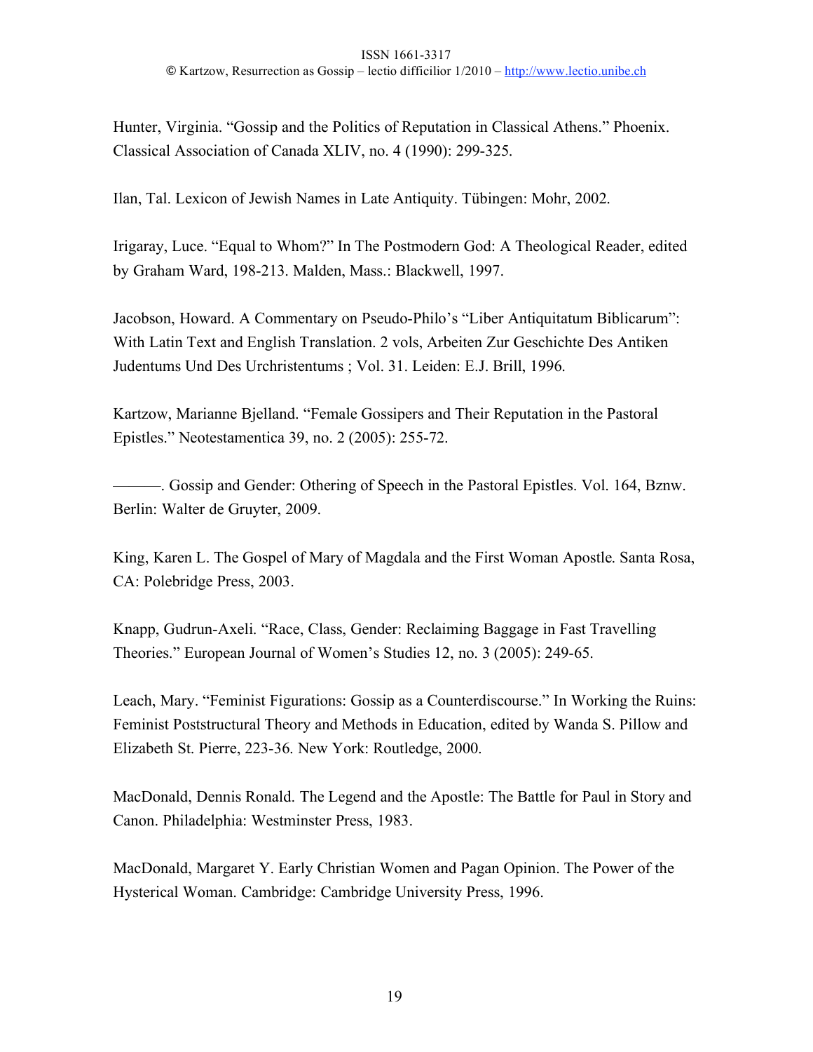Hunter, Virginia. “Gossip and the Politics of Reputation in Classical Athens.” Phoenix. Classical Association of Canada XLIV, no. 4 (1990): 299-325.

Ilan, Tal. Lexicon of Jewish Names in Late Antiquity. Tübingen: Mohr, 2002.

Irigaray, Luce. “Equal to Whom?” In The Postmodern God: A Theological Reader, edited by Graham Ward, 198-213. Malden, Mass.: Blackwell, 1997.

Jacobson, Howard. A Commentary on Pseudo-Philo’s “Liber Antiquitatum Biblicarum”: With Latin Text and English Translation. 2 vols, Arbeiten Zur Geschichte Des Antiken Judentums Und Des Urchristentums ; Vol. 31. Leiden: E.J. Brill, 1996.

Kartzow, Marianne Bjelland. “Female Gossipers and Their Reputation in the Pastoral Epistles.” Neotestamentica 39, no. 2 (2005): 255-72.

———. Gossip and Gender: Othering of Speech in the Pastoral Epistles. Vol. 164, Bznw. Berlin: Walter de Gruyter, 2009.

King, Karen L. The Gospel of Mary of Magdala and the First Woman Apostle. Santa Rosa, CA: Polebridge Press, 2003.

Knapp, Gudrun-Axeli. “Race, Class, Gender: Reclaiming Baggage in Fast Travelling Theories.” European Journal of Women’s Studies 12, no. 3 (2005): 249-65.

Leach, Mary. “Feminist Figurations: Gossip as a Counterdiscourse.” In Working the Ruins: Feminist Poststructural Theory and Methods in Education, edited by Wanda S. Pillow and Elizabeth St. Pierre, 223-36. New York: Routledge, 2000.

MacDonald, Dennis Ronald. The Legend and the Apostle: The Battle for Paul in Story and Canon. Philadelphia: Westminster Press, 1983.

MacDonald, Margaret Y. Early Christian Women and Pagan Opinion. The Power of the Hysterical Woman. Cambridge: Cambridge University Press, 1996.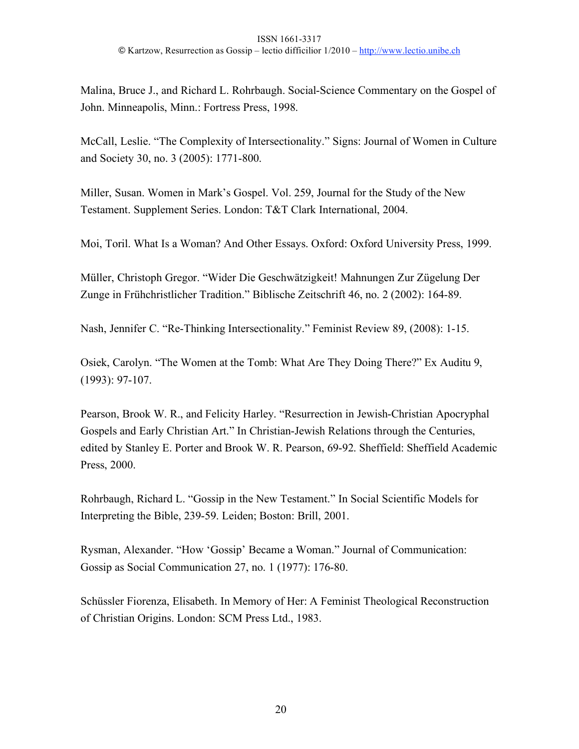Malina, Bruce J., and Richard L. Rohrbaugh. Social-Science Commentary on the Gospel of John. Minneapolis, Minn.: Fortress Press, 1998.

McCall, Leslie. "The Complexity of Intersectionality." Signs: Journal of Women in Culture and Society 30, no. 3 (2005): 1771-800.

Miller, Susan. Women in Mark's Gospel. Vol. 259, Journal for the Study of the New Testament. Supplement Series. London: T&T Clark International, 2004.

Moi, Toril. What Is a Woman? And Other Essays. Oxford: Oxford University Press, 1999.

Müller, Christoph Gregor. "Wider Die Geschwätzigkeit! Mahnungen Zur Zügelung Der Zunge in Frühchristlicher Tradition." Biblische Zeitschrift 46, no. 2 (2002): 164-89.

Nash, Jennifer C. "Re-Thinking Intersectionality." Feminist Review 89, (2008): 1-15.

Osiek, Carolyn. "The Women at the Tomb: What Are They Doing There?" Ex Auditu 9, (1993): 97-107.

Pearson, Brook W. R., and Felicity Harley. "Resurrection in Jewish-Christian Apocryphal Gospels and Early Christian Art." In Christian-Jewish Relations through the Centuries, edited by Stanley E. Porter and Brook W. R. Pearson, 69-92. Sheffield: Sheffield Academic Press, 2000.

Rohrbaugh, Richard L. "Gossip in the New Testament." In Social Scientific Models for Interpreting the Bible, 239-59. Leiden; Boston: Brill, 2001.

Rysman, Alexander. "How 'Gossip' Became a Woman." Journal of Communication: Gossip as Social Communication 27, no. 1 (1977): 176-80.

Schüssler Fiorenza, Elisabeth. In Memory of Her: A Feminist Theological Reconstruction of Christian Origins. London: SCM Press Ltd., 1983.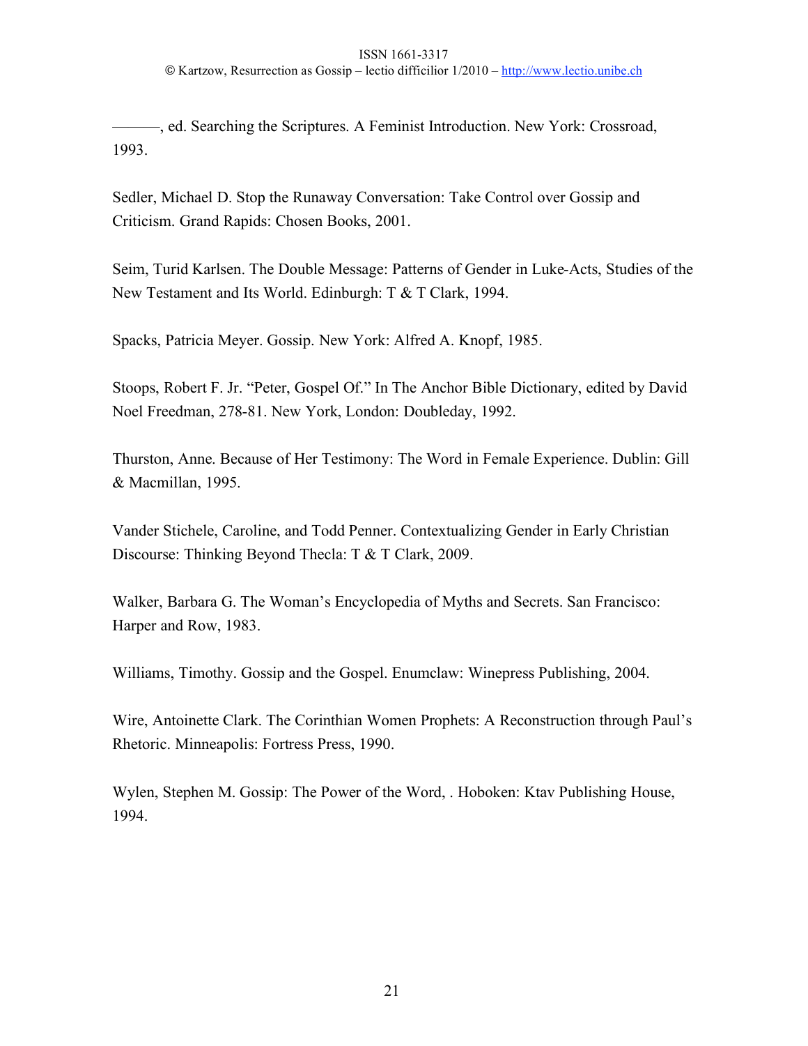———, ed. Searching the Scriptures. A Feminist Introduction. New York: Crossroad, 1993.

Sedler, Michael D. Stop the Runaway Conversation: Take Control over Gossip and Criticism. Grand Rapids: Chosen Books, 2001.

Seim, Turid Karlsen. The Double Message: Patterns of Gender in Luke-Acts, Studies of the New Testament and Its World. Edinburgh: T & T Clark, 1994.

Spacks, Patricia Meyer. Gossip. New York: Alfred A. Knopf, 1985.

Stoops, Robert F. Jr. "Peter, Gospel Of." In The Anchor Bible Dictionary, edited by David Noel Freedman, 278-81. New York, London: Doubleday, 1992.

Thurston, Anne. Because of Her Testimony: The Word in Female Experience. Dublin: Gill & Macmillan, 1995.

Vander Stichele, Caroline, and Todd Penner. Contextualizing Gender in Early Christian Discourse: Thinking Beyond Thecla: T & T Clark, 2009.

Walker, Barbara G. The Woman's Encyclopedia of Myths and Secrets. San Francisco: Harper and Row, 1983.

Williams, Timothy. Gossip and the Gospel. Enumclaw: Winepress Publishing, 2004.

Wire, Antoinette Clark. The Corinthian Women Prophets: A Reconstruction through Paul's Rhetoric. Minneapolis: Fortress Press, 1990.

Wylen, Stephen M. Gossip: The Power of the Word, . Hoboken: Ktav Publishing House, 1994.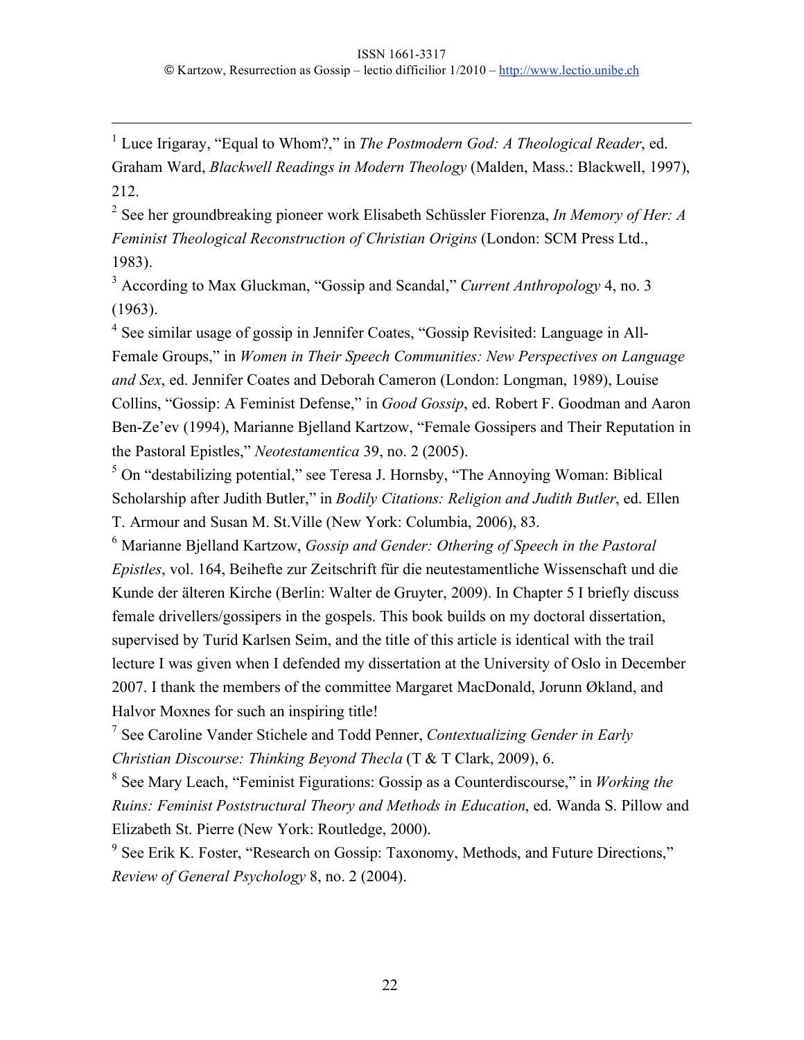[1] Luce Irigaray, "Equal to Whom?," in *The Postmodern God: A Theological Reader*, ed. Graham Ward, *Blackwell Readings in Modern Theology* (Malden, Mass.: Blackwell, 1997), 212.

[2] See her groundbreaking pioneer work Elisabeth Schüssler Fiorenza, *In Memory of Her: A Feminist Theological Reconstruction of Christian Origins* (London: SCM Press Ltd., 1983).

[3] According to Max Gluckman, "Gossip and Scandal," *Current Anthropology* 4, no. 3 (1963).

[4] See similar usage of gossip in Jennifer Coates, "Gossip Revisited: Language in All-Female Groups," in *Women in Their Speech Communities: New Perspectives on Language and Sex*, ed. Jennifer Coates and Deborah Cameron (London: Longman, 1989), Louise Collins, "Gossip: A Feminist Defense," in *Good Gossip*, ed. Robert F. Goodman and Aaron Ben-Ze'ev (1994), Marianne Bjelland Kartzow, "Female Gossipers and Their Reputation in the Pastoral Epistles," *Neotestamentica* 39, no. 2 (2005).

[5] On "destabilizing potential," see Teresa J. Hornsby, "The Annoying Woman: Biblical Scholarship after Judith Butler," in *Bodily Citations: Religion and Judith Butler*, ed. Ellen T. Armour and Susan M. St.Ville (New York: Columbia, 2006), 83.

[6] Marianne Bjelland Kartzow, *Gossip and Gender: Othering of Speech in the Pastoral Epistles*, vol. 164, Beihefte zur Zeitschrift für die neutestamentliche Wissenschaft und die Kunde der älteren Kirche (Berlin: Walter de Gruyter, 2009). In Chapter 5 I briefly discuss female drivellers/gossipers in the gospels. This book builds on my doctoral dissertation, supervised by Turid Karlsen Seim, and the title of this article is identical with the trail lecture I was given when I defended my dissertation at the University of Oslo in December 2007. I thank the members of the committee Margaret MacDonald, Jorunn Økland, and Halvor Moxnes for such an inspiring title!

[7] See Caroline Vander Stichele and Todd Penner, *Contextualizing Gender in Early Christian Discourse: Thinking Beyond Thecla* (T & T Clark, 2009), 6.

[8] See Mary Leach, "Feminist Figurations: Gossip as a Counterdiscourse," in *Working the Ruins: Feminist Poststructural Theory and Methods in Education*, ed. Wanda S. Pillow and Elizabeth St. Pierre (New York: Routledge, 2000).

[9] See Erik K. Foster, "Research on Gossip: Taxonomy, Methods, and Future Directions," *Review of General Psychology* 8, no. 2 (2004).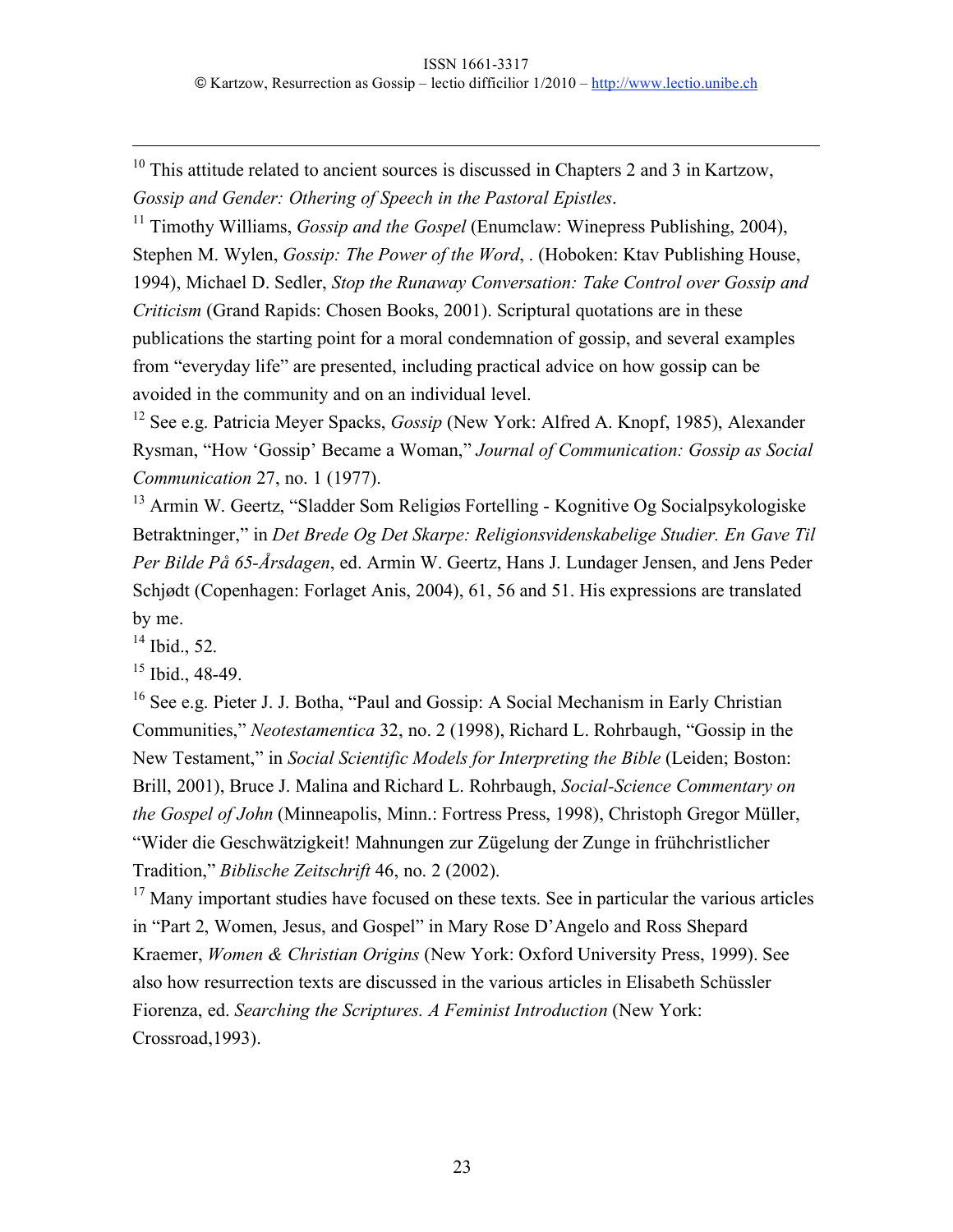[10] This attitude related to ancient sources is discussed in Chapters 2 and 3 in Kartzow, *Gossip and Gender: Othering of Speech in the Pastoral Epistles*.

[11] Timothy Williams, *Gossip and the Gospel* (Enumclaw: Winepress Publishing, 2004), Stephen M. Wylen, *Gossip: The Power of the Word*, . (Hoboken: Ktav Publishing House, 1994), Michael D. Sedler, *Stop the Runaway Conversation: Take Control over Gossip and Criticism* (Grand Rapids: Chosen Books, 2001). Scriptural quotations are in these publications the starting point for a moral condemnation of gossip, and several examples from "everyday life" are presented, including practical advice on how gossip can be avoided in the community and on an individual level.

[12] See e.g. Patricia Meyer Spacks, *Gossip* (New York: Alfred A. Knopf, 1985), Alexander Rysman, "How 'Gossip' Became a Woman," *Journal of Communication: Gossip as Social Communication* 27, no. 1 (1977).

[13] Armin W. Geertz, "Sladder Som Religiøs Fortelling - Kognitive Og Socialpsykologiske Betraktninger," in *Det Brede Og Det Skarpe: Religionsvidenskabelige Studier. En Gave Til Per Bilde På 65-Årsdagen*, ed. Armin W. Geertz, Hans J. Lundager Jensen, and Jens Peder Schjødt (Copenhagen: Forlaget Anis, 2004), 61, 56 and 51. His expressions are translated by me.

[14] Ibid., 52.

[15] Ibid., 48-49.

[16] See e.g. Pieter J. J. Botha, "Paul and Gossip: A Social Mechanism in Early Christian Communities," *Neotestamentica* 32, no. 2 (1998), Richard L. Rohrbaugh, "Gossip in the New Testament," in *Social Scientific Models for Interpreting the Bible* (Leiden; Boston: Brill, 2001), Bruce J. Malina and Richard L. Rohrbaugh, *Social-Science Commentary on the Gospel of John* (Minneapolis, Minn.: Fortress Press, 1998), Christoph Gregor Müller, "Wider die Geschwätzigkeit! Mahnungen zur Zügelung der Zunge in frühchristlicher Tradition," *Biblische Zeitschrift* 46, no. 2 (2002).

[17] Many important studies have focused on these texts. See in particular the various articles in "Part 2, Women, Jesus, and Gospel" in Mary Rose D'Angelo and Ross Shepard Kraemer, *Women & Christian Origins* (New York: Oxford University Press, 1999). See also how resurrection texts are discussed in the various articles in Elisabeth Schüssler Fiorenza, ed. *Searching the Scriptures. A Feminist Introduction* (New York: Crossroad,1993).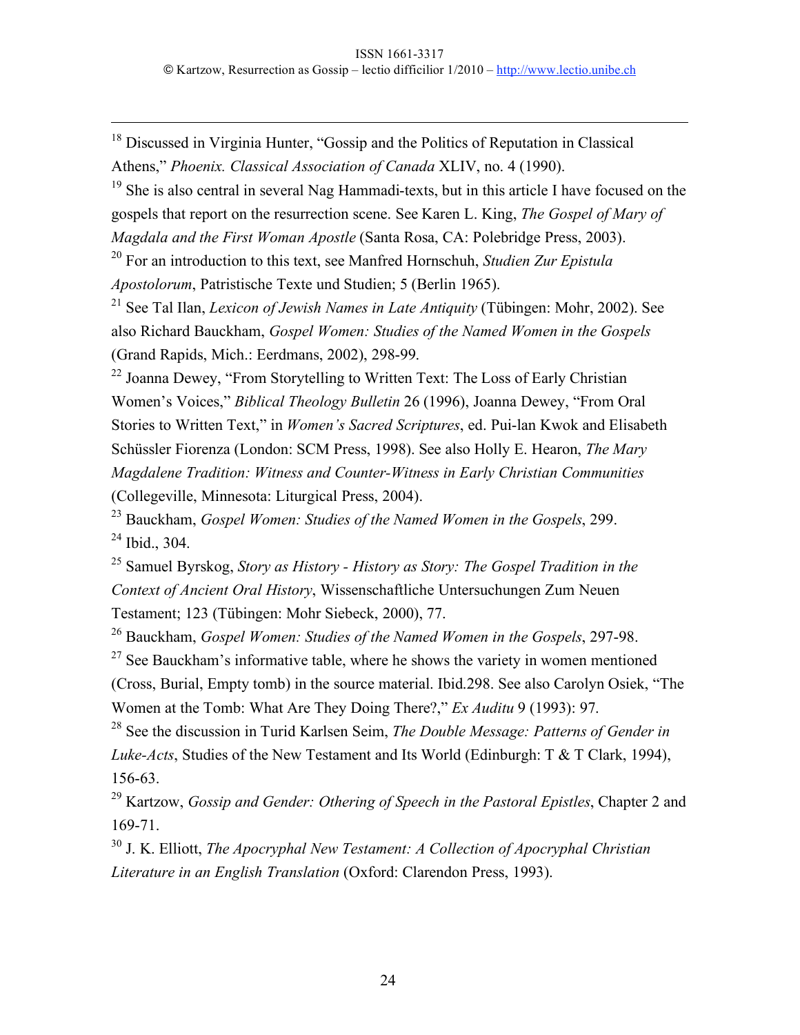[18] Discussed in Virginia Hunter, "Gossip and the Politics of Reputation in Classical Athens," *Phoenix. Classical Association of Canada* XLIV, no. 4 (1990).

[19] She is also central in several Nag Hammadi-texts, but in this article I have focused on the gospels that report on the resurrection scene. See Karen L. King, *The Gospel of Mary of Magdala and the First Woman Apostle* (Santa Rosa, CA: Polebridge Press, 2003).

[20] For an introduction to this text, see Manfred Hornschuh, *Studien Zur Epistula Apostolorum*, Patristische Texte und Studien; 5 (Berlin 1965).

[21] See Tal Ilan, *Lexicon of Jewish Names in Late Antiquity* (Tübingen: Mohr, 2002). See also Richard Bauckham, *Gospel Women: Studies of the Named Women in the Gospels* (Grand Rapids, Mich.: Eerdmans, 2002), 298-99.

[22] Joanna Dewey, "From Storytelling to Written Text: The Loss of Early Christian Women's Voices," *Biblical Theology Bulletin* 26 (1996), Joanna Dewey, "From Oral Stories to Written Text," in *Women's Sacred Scriptures*, ed. Pui-lan Kwok and Elisabeth Schüssler Fiorenza (London: SCM Press, 1998). See also Holly E. Hearon, *The Mary Magdalene Tradition: Witness and Counter-Witness in Early Christian Communities* (Collegeville, Minnesota: Liturgical Press, 2004).

[23] Bauckham, *Gospel Women: Studies of the Named Women in the Gospels*, 299.

[24] Ibid., 304.

[25] Samuel Byrskog, *Story as History - History as Story: The Gospel Tradition in the Context of Ancient Oral History*, Wissenschaftliche Untersuchungen Zum Neuen Testament; 123 (Tübingen: Mohr Siebeck, 2000), 77.

[26] Bauckham, *Gospel Women: Studies of the Named Women in the Gospels*, 297-98.

[27] See Bauckham's informative table, where he shows the variety in women mentioned (Cross, Burial, Empty tomb) in the source material. Ibid.298. See also Carolyn Osiek, "The Women at the Tomb: What Are They Doing There?," *Ex Auditu* 9 (1993): 97.

[28] See the discussion in Turid Karlsen Seim, *The Double Message: Patterns of Gender in Luke-Acts*, Studies of the New Testament and Its World (Edinburgh: T & T Clark, 1994), 156-63.

[29] Kartzow, *Gossip and Gender: Othering of Speech in the Pastoral Epistles*, Chapter 2 and 169-71.

[30] J. K. Elliott, *The Apocryphal New Testament: A Collection of Apocryphal Christian Literature in an English Translation* (Oxford: Clarendon Press, 1993).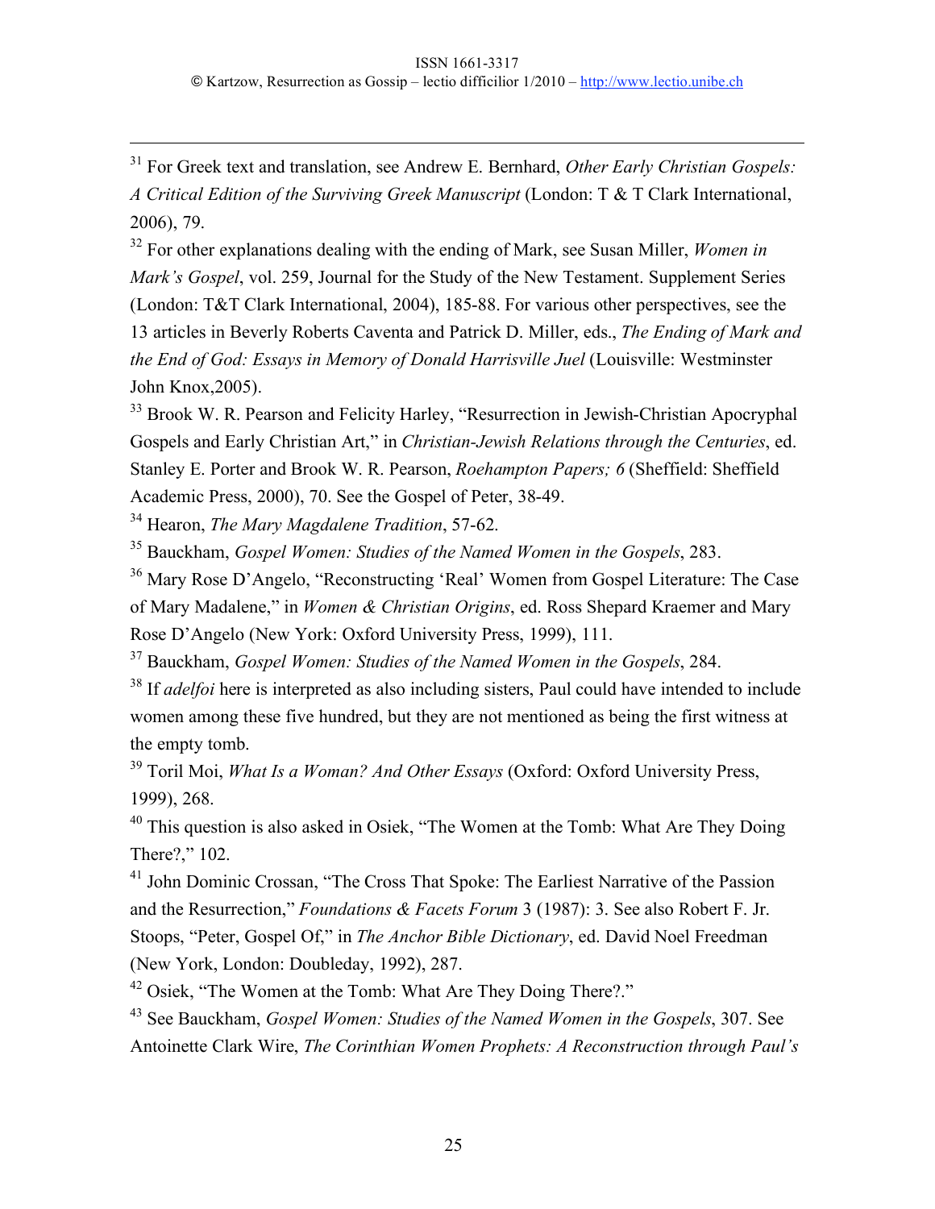[31] For Greek text and translation, see Andrew E. Bernhard, *Other Early Christian Gospels: A Critical Edition of the Surviving Greek Manuscript* (London: T & T Clark International, 2006), 79.

[32] For other explanations dealing with the ending of Mark, see Susan Miller, *Women in Mark's Gospel*, vol. 259, Journal for the Study of the New Testament. Supplement Series (London: T&T Clark International, 2004), 185-88. For various other perspectives, see the 13 articles in Beverly Roberts Caventa and Patrick D. Miller, eds., *The Ending of Mark and the End of God: Essays in Memory of Donald Harrisville Juel* (Louisville: Westminster John Knox,2005).

[33] Brook W. R. Pearson and Felicity Harley, "Resurrection in Jewish-Christian Apocryphal Gospels and Early Christian Art," in *Christian-Jewish Relations through the Centuries*, ed. Stanley E. Porter and Brook W. R. Pearson, *Roehampton Papers; 6* (Sheffield: Sheffield Academic Press, 2000), 70. See the Gospel of Peter, 38-49.

[34] Hearon, *The Mary Magdalene Tradition*, 57-62.

[35] Bauckham, *Gospel Women: Studies of the Named Women in the Gospels*, 283.

[36] Mary Rose D'Angelo, "Reconstructing 'Real' Women from Gospel Literature: The Case of Mary Madalene," in *Women & Christian Origins*, ed. Ross Shepard Kraemer and Mary Rose D'Angelo (New York: Oxford University Press, 1999), 111.

[37] Bauckham, *Gospel Women: Studies of the Named Women in the Gospels*, 284.

[38] If *adelfoi* here is interpreted as also including sisters, Paul could have intended to include women among these five hundred, but they are not mentioned as being the first witness at the empty tomb.

[39] Toril Moi, *What Is a Woman? And Other Essays* (Oxford: Oxford University Press, 1999), 268.

[40] This question is also asked in Osiek, "The Women at the Tomb: What Are They Doing There?," 102.

[41] John Dominic Crossan, "The Cross That Spoke: The Earliest Narrative of the Passion and the Resurrection," *Foundations & Facets Forum* 3 (1987): 3. See also Robert F. Jr. Stoops, "Peter, Gospel Of," in *The Anchor Bible Dictionary*, ed. David Noel Freedman (New York, London: Doubleday, 1992), 287.

[42] Osiek, "The Women at the Tomb: What Are They Doing There?."

[43] See Bauckham, *Gospel Women: Studies of the Named Women in the Gospels*, 307. See Antoinette Clark Wire, *The Corinthian Women Prophets: A Reconstruction through Paul's*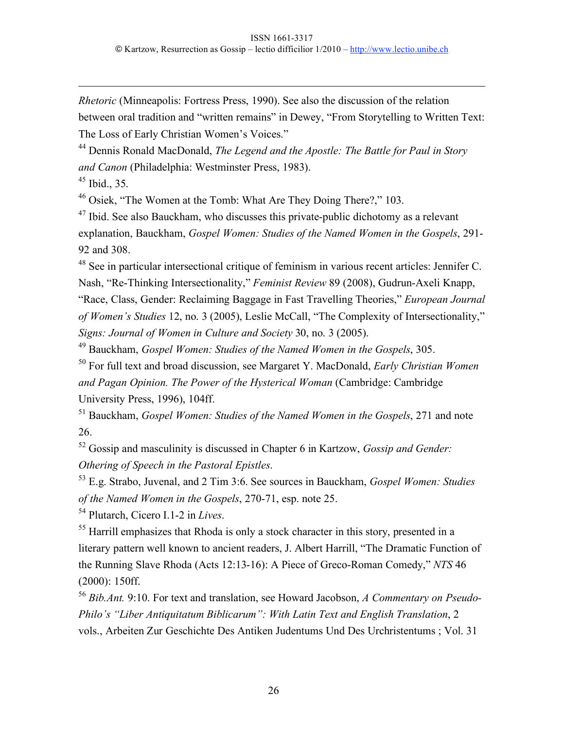*Rhetoric* (Minneapolis: Fortress Press, 1990). See also the discussion of the relation between oral tradition and "written remains" in Dewey, "From Storytelling to Written Text: The Loss of Early Christian Women's Voices."

[44] Dennis Ronald MacDonald, *The Legend and the Apostle: The Battle for Paul in Story and Canon* (Philadelphia: Westminster Press, 1983).

[45] Ibid., 35.

[46] Osiek, "The Women at the Tomb: What Are They Doing There?," 103.

[47] Ibid. See also Bauckham, who discusses this private-public dichotomy as a relevant explanation, Bauckham, *Gospel Women: Studies of the Named Women in the Gospels*, 291-92 and 308.

[48] See in particular intersectional critique of feminism in various recent articles: Jennifer C. Nash, "Re-Thinking Intersectionality," *Feminist Review* 89 (2008), Gudrun-Axeli Knapp, "Race, Class, Gender: Reclaiming Baggage in Fast Travelling Theories," *European Journal of Women's Studies* 12, no. 3 (2005), Leslie McCall, "The Complexity of Intersectionality," *Signs: Journal of Women in Culture and Society* 30, no. 3 (2005).

[49] Bauckham, *Gospel Women: Studies of the Named Women in the Gospels*, 305.

[50] For full text and broad discussion, see Margaret Y. MacDonald, *Early Christian Women and Pagan Opinion. The Power of the Hysterical Woman* (Cambridge: Cambridge University Press, 1996), 104ff.

[51] Bauckham, *Gospel Women: Studies of the Named Women in the Gospels*, 271 and note 26.

[52] Gossip and masculinity is discussed in Chapter 6 in Kartzow, *Gossip and Gender: Othering of Speech in the Pastoral Epistles*.

[53] E.g. Strabo, Juvenal, and 2 Tim 3:6. See sources in Bauckham, *Gospel Women: Studies of the Named Women in the Gospels*, 270-71, esp. note 25.

[54] Plutarch, Cicero I.1-2 in *Lives*.

[55] Harrill emphasizes that Rhoda is only a stock character in this story, presented in a literary pattern well known to ancient readers, J. Albert Harrill, "The Dramatic Function of the Running Slave Rhoda (Acts 12:13-16): A Piece of Greco-Roman Comedy," *NTS* 46 (2000): 150ff.

[56] *Bib.Ant.* 9:10. For text and translation, see Howard Jacobson, *A Commentary on Pseudo-Philo's "Liber Antiquitatum Biblicarum": With Latin Text and English Translation*, 2 vols., Arbeiten Zur Geschichte Des Antiken Judentums Und Des Urchristentums ; Vol. 31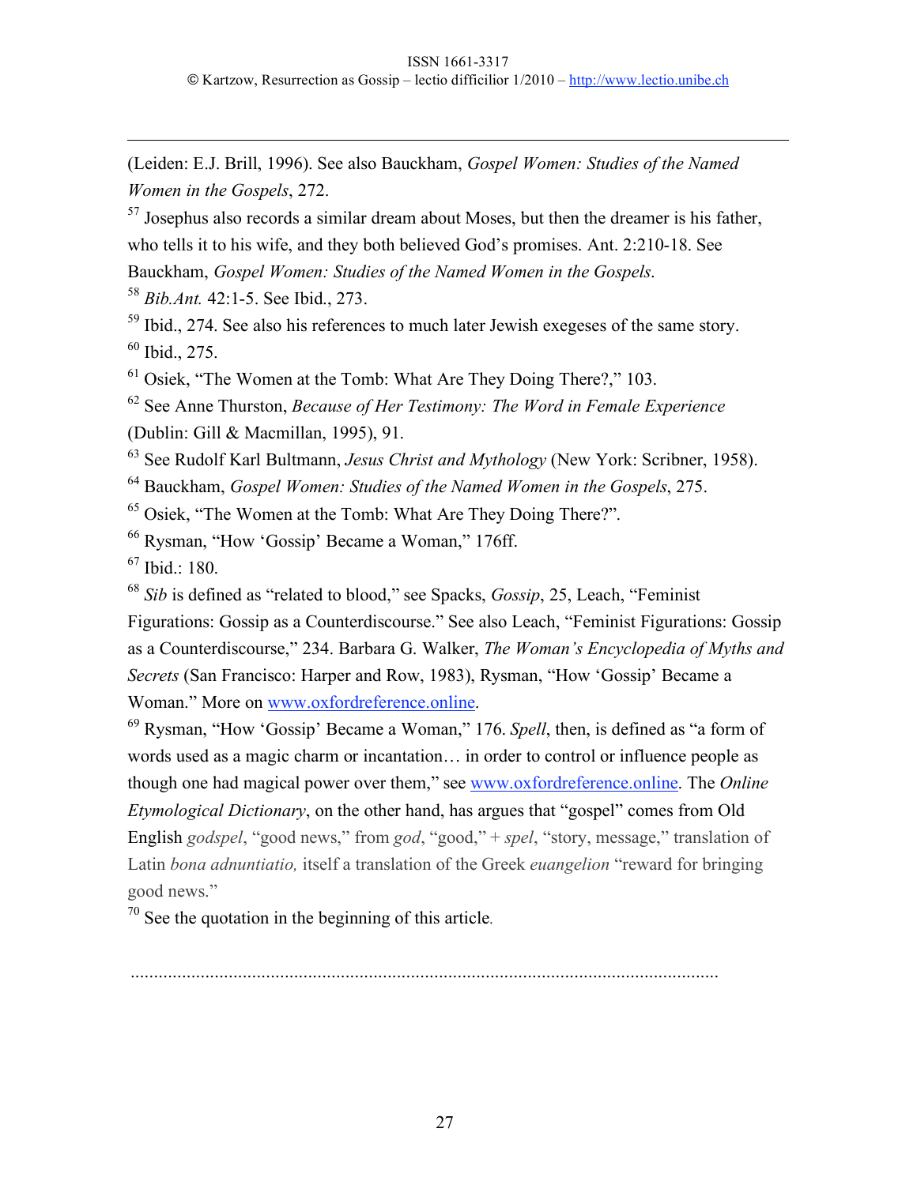(Leiden: E.J. Brill, 1996). See also Bauckham, *Gospel Women: Studies of the Named Women in the Gospels*, 272.

[57] Josephus also records a similar dream about Moses, but then the dreamer is his father, who tells it to his wife, and they both believed God's promises. Ant. 2:210-18. See Bauckham, *Gospel Women: Studies of the Named Women in the Gospels*.

[58] *Bib.Ant.* 42:1-5. See Ibid., 273.

[59] Ibid., 274. See also his references to much later Jewish exegeses of the same story.

[60] Ibid., 275.

[61] Osiek, "The Women at the Tomb: What Are They Doing There?," 103.

[62] See Anne Thurston, *Because of Her Testimony: The Word in Female Experience* (Dublin: Gill & Macmillan, 1995), 91.

[63] See Rudolf Karl Bultmann, *Jesus Christ and Mythology* (New York: Scribner, 1958).

[64] Bauckham, *Gospel Women: Studies of the Named Women in the Gospels*, 275.

[65] Osiek, "The Women at the Tomb: What Are They Doing There?".

[66] Rysman, "How 'Gossip' Became a Woman," 176ff.

[67] Ibid.: 180.

[68] *Sib* is defined as "related to blood," see Spacks, *Gossip*, 25, Leach, "Feminist Figurations: Gossip as a Counterdiscourse." See also Leach, "Feminist Figurations: Gossip as a Counterdiscourse," 234. Barbara G. Walker, *The Woman's Encyclopedia of Myths and Secrets* (San Francisco: Harper and Row, 1983), Rysman, "How 'Gossip' Became a Woman." More on www.oxfordreference.online.

[69] Rysman, "How 'Gossip' Became a Woman," 176. *Spell*, then, is defined as "a form of words used as a magic charm or incantation… in order to control or influence people as though one had magical power over them," see www.oxfordreference.online. The *Online Etymological Dictionary*, on the other hand, has argues that "gospel" comes from Old English *godspel*, "good news," from *god*, "good," + *spel*, "story, message," translation of Latin *bona adnuntiatio,* itself a translation of the Greek *euangelion* "reward for bringing good news."

[70] See the quotation in the beginning of this article.

...........................................................................................................................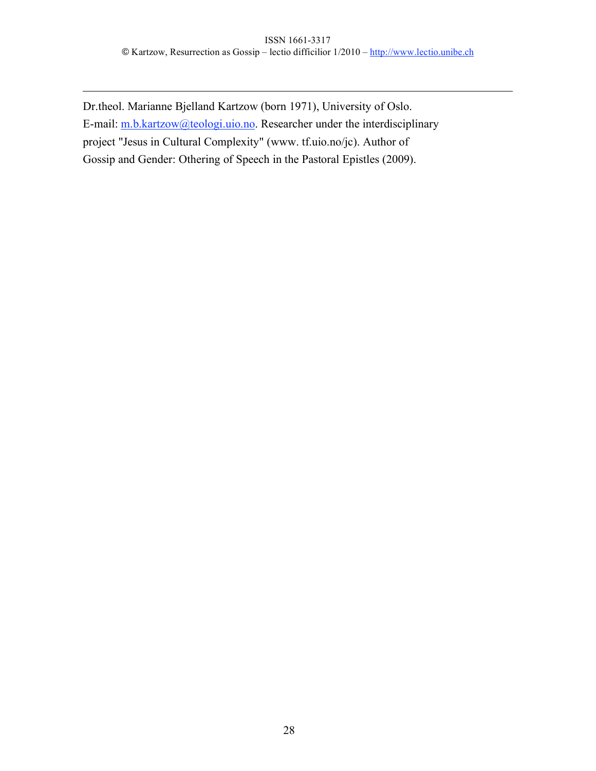Dr.theol. Marianne Bjelland Kartzow (born 1971), University of Oslo.
E-mail: m.b.kartzow@teologi.uio.no. Researcher under the interdisciplinary project "Jesus in Cultural Complexity" (www. tf.uio.no/jc). Author of Gossip and Gender: Othering of Speech in the Pastoral Epistles (2009).